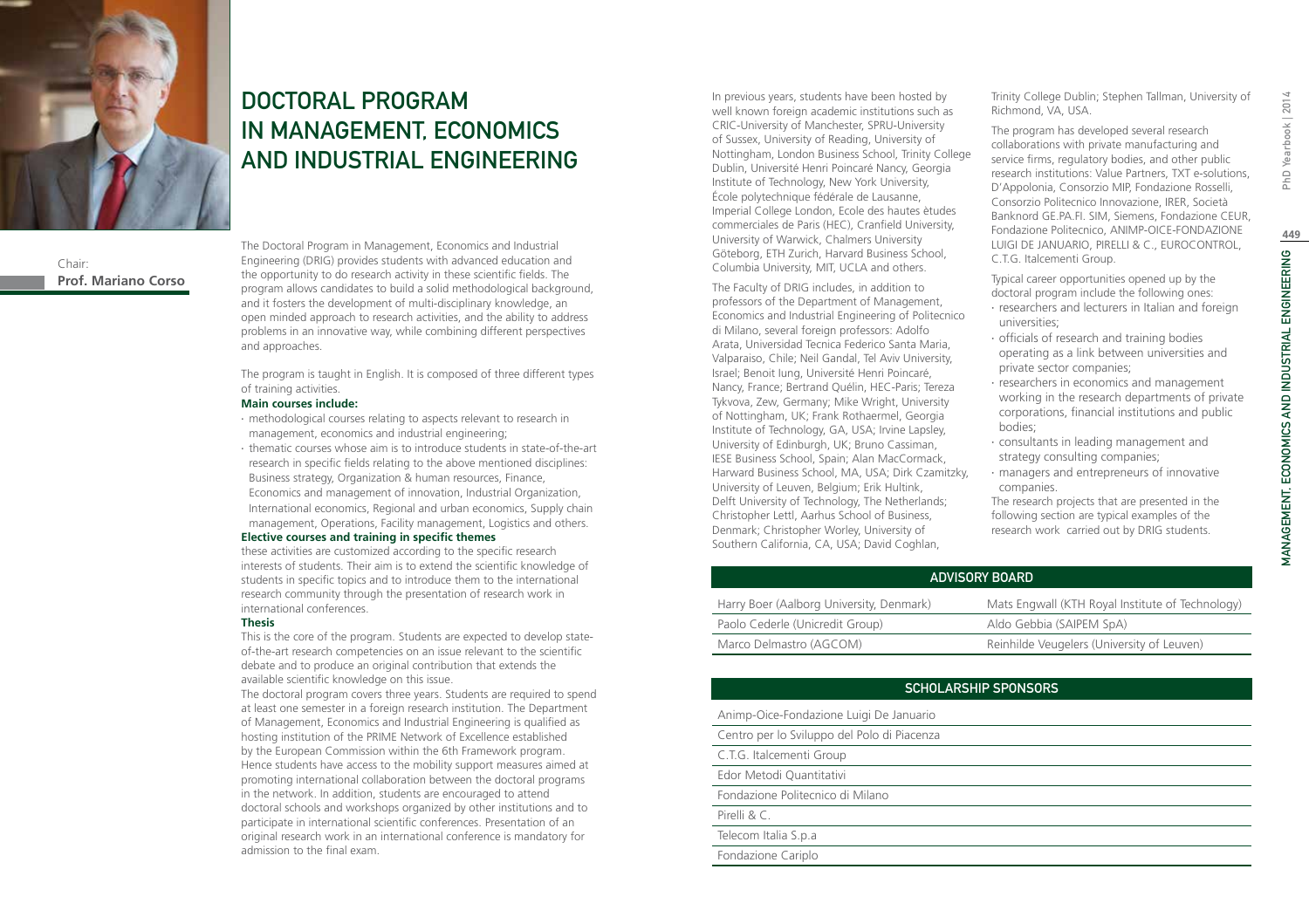# DOCTORAL PROGRAM IN MANAGEMENT, ECONOMICS AND INDUSTRIAL ENGINEERING

Chair:
**Prof. Mariano Corso**

The Doctoral Program in Management, Economics and Industrial Engineering (DRIG) provides students with advanced education and the opportunity to do research activity in these scientific fields. The program allows candidates to build a solid methodological background, and it fosters the development of multi-disciplinary knowledge, an open minded approach to research activities, and the ability to address problems in an innovative way, while combining different perspectives and approaches.

The program is taught in English. It is composed of three different types of training activities.

**Main courses include:**

- methodological courses relating to aspects relevant to research in management, economics and industrial engineering;
- thematic courses whose aim is to introduce students in state-of-the-art research in specific fields relating to the above mentioned disciplines: Business strategy, Organization & human resources, Finance, Economics and management of innovation, Industrial Organization, International economics, Regional and urban economics, Supply chain management, Operations, Facility management, Logistics and others.

**Elective courses and training in specific themes**

these activities are customized according to the specific research interests of students. Their aim is to extend the scientific knowledge of students in specific topics and to introduce them to the international research community through the presentation of research work in international conferences.

**Thesis**

This is the core of the program. Students are expected to develop state-of-the-art research competencies on an issue relevant to the scientific debate and to produce an original contribution that extends the available scientific knowledge on this issue.

The doctoral program covers three years. Students are required to spend at least one semester in a foreign research institution. The Department of Management, Economics and Industrial Engineering is qualified as hosting institution of the PRIME Network of Excellence established by the European Commission within the 6th Framework program. Hence students have access to the mobility support measures aimed at promoting international collaboration between the doctoral programs in the network. In addition, students are encouraged to attend doctoral schools and workshops organized by other institutions and to participate in international scientific conferences. Presentation of an original research work in an international conference is mandatory for admission to the final exam.

In previous years, students have been hosted by well known foreign academic institutions such as CRIC-University of Manchester, SPRU-University of Sussex, University of Reading, University of Nottingham, London Business School, Trinity College Dublin, Université Henri Poincaré Nancy, Georgia Institute of Technology, New York University, École polytechnique fédérale de Lausanne, Imperial College London, Ecole des hautes ètudes commerciales de Paris (HEC), Cranfield University, University of Warwick, Chalmers University Göteborg, ETH Zurich, Harvard Business School, Columbia University, MIT, UCLA and others.

The Faculty of DRIG includes, in addition to professors of the Department of Management, Economics and Industrial Engineering of Politecnico di Milano, several foreign professors: Adolfo Arata, Universidad Tecnica Federico Santa Maria, Valparaiso, Chile; Neil Gandal, Tel Aviv University, Israel; Benoit Iung, Université Henri Poincaré, Nancy, France; Bertrand Quélin, HEC-Paris; Tereza Tykvova, Zew, Germany; Mike Wright, University of Nottingham, UK; Frank Rothaermel, Georgia Institute of Technology, GA, USA; Irvine Lapsley, University of Edinburgh, UK; Bruno Cassiman, IESE Business School, Spain; Alan MacCormack, Harward Business School, MA, USA; Dirk Czamitzky, University of Leuven, Belgium; Erik Hultink, Delft University of Technology, The Netherlands; Christopher Lettl, Aarhus School of Business, Denmark; Christopher Worley, University of Southern California, CA, USA; David Coghlan, Trinity College Dublin; Stephen Tallman, University of Richmond, VA, USA.

The program has developed several research collaborations with private manufacturing and service firms, regulatory bodies, and other public research institutions: Value Partners, TXT e-solutions, D'Appolonia, Consorzio MIP, Fondazione Rosselli, Consorzio Politecnico Innovazione, IRER, Società Banknord GE.PA.FI. SIM, Siemens, Fondazione CEUR, Fondazione Politecnico, ANIMP-OICE-FONDAZIONE LUIGI DE JANUARIO, PIRELLI & C., EUROCONTROL, C.T.G. Italcementi Group.

Typical career opportunities opened up by the doctoral program include the following ones:

- researchers and lecturers in Italian and foreign universities;
- officials of research and training bodies operating as a link between universities and private sector companies;
- researchers in economics and management working in the research departments of private corporations, financial institutions and public bodies;
- consultants in leading management and strategy consulting companies;
- managers and entrepreneurs of innovative companies.

The research projects that are presented in the following section are typical examples of the research work carried out by DRIG students.

| ADVISORY BOARD | |
|---|---|
| Harry Boer (Aalborg University, Denmark) | Mats Engwall (KTH Royal Institute of Technology) |
| Paolo Cederle (Unicredit Group) | Aldo Gebbia (SAIPEM SpA) |
| Marco Delmastro (AGCOM) | Reinhilde Veugelers (University of Leuven) |

| SCHOLARSHIP SPONSORS |
|---|
| Animp-Oice-Fondazione Luigi De Januario |
| Centro per lo Sviluppo del Polo di Piacenza |
| C.T.G. Italcementi Group |
| Edor Metodi Quantitativi |
| Fondazione Politecnico di Milano |
| Pirelli & C. |
| Telecom Italia S.p.a |
| Fondazione Cariplo |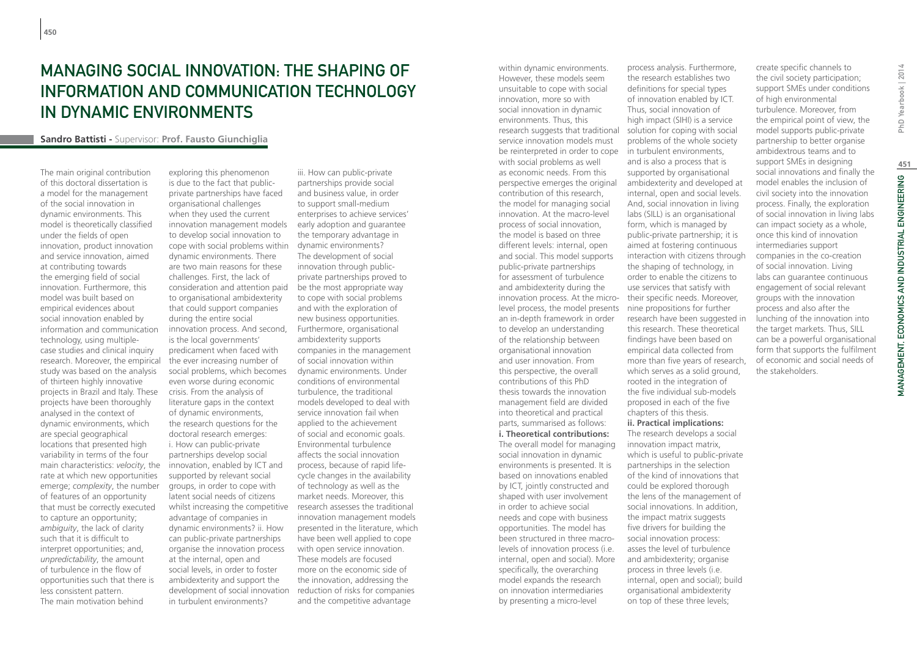# Managing Social Innovation: The Shaping of Information and Communication Technology in Dynamic Environments

**Sandro Battisti** - Supervisor: **Prof. Fausto Giunchiglia**

The main original contribution of this doctoral dissertation is a model for the management of the social innovation in dynamic environments. This model is theoretically classified under the fields of open innovation, product innovation and service innovation, aimed at contributing towards the emerging field of social innovation. Furthermore, this model was built based on empirical evidences about social innovation enabled by information and communication technology, using multiple-case studies and clinical inquiry research. Moreover, the empirical study was based on the analysis of thirteen highly innovative projects in Brazil and Italy. These projects have been thoroughly analysed in the context of dynamic environments, which are special geographical locations that presented high variability in terms of the four main characteristics: *velocity*, the rate at which new opportunities emerge; *complexity*, the number of features of an opportunity that must be correctly executed to capture an opportunity; *ambiguity*, the lack of clarity such that it is difficult to interpret opportunities; and, *unpredictability*, the amount of turbulence in the flow of opportunities such that there is less consistent pattern.

The main motivation behind exploring this phenomenon is due to the fact that public-private partnerships have faced organisational challenges when they used the current innovation management models to develop social innovation to cope with social problems within dynamic environments. There are two main reasons for these challenges. First, the lack of consideration and attention paid to organisational ambidexterity that could support companies during the entire social innovation process. And second, is the local governments' predicament when faced with the ever increasing number of social problems, which becomes even worse during economic crisis. From the analysis of literature gaps in the context of dynamic environments, the research questions for the doctoral research emerges:

i. How can public-private partnerships develop social innovation, enabled by ICT and supported by relevant social groups, in order to cope with latent social needs of citizens whilst increasing the competitive advantage of companies in dynamic environments? ii. How can public-private partnerships organise the innovation process at the internal, open and social levels, in order to foster ambidexterity and support the development of social innovation in turbulent environments? iii. How can public-private partnerships provide social and business value, in order to support small-medium enterprises to achieve services' early adoption and guarantee the temporary advantage in dynamic environments?

The development of social innovation through public-private partnerships proved to be the most appropriate way to cope with social problems and with the exploration of new business opportunities. Furthermore, organisational ambidexterity supports companies in the management of social innovation within dynamic environments. Under conditions of environmental turbulence, the traditional models developed to deal with service innovation fail when applied to the achievement of social and economic goals. Environmental turbulence affects the social innovation process, because of rapid life-cycle changes in the availability of technology as well as the market needs. Moreover, this research assesses the traditional innovation management models presented in the literature, which have been well applied to cope with open service innovation. These models are focused more on the economic side of the innovation, addressing the reduction of risks for companies and the competitive advantage within dynamic environments. However, these models seem unsuitable to cope with social innovation, more so with social innovation in dynamic environments. Thus, this research suggests that traditional service innovation models must be reinterpreted in order to cope with social problems as well as economic needs. From this perspective emerges the original contribution of this research, the model for managing social innovation. At the macro-level process of social innovation, the model is based on three different levels: internal, open and social. This model supports public-private partnerships for assessment of turbulence and ambidexterity during the innovation process. At the micro-level process, the model presents an in-depth framework in order to develop an understanding of the relationship between organisational innovation and user innovation. From this perspective, the overall contributions of this PhD thesis towards the innovation management field are divided into theoretical and practical parts, summarised as follows:

**i. Theoretical contributions:** The overall model for managing social innovation in dynamic environments is presented. It is based on innovations enabled by ICT, jointly constructed and shaped with user involvement in order to achieve social needs and cope with business opportunities. The model has been structured in three macro-levels of innovation process (i.e. internal, open and social). More specifically, the overarching model expands the research on innovation intermediaries by presenting a micro-level process analysis. Furthermore, the research establishes two definitions for special types of innovation enabled by ICT. Thus, social innovation of high impact (SIHI) is a service solution for coping with social problems of the whole society in turbulent environments, and is also a process that is supported by organisational ambidexterity and developed at internal, open and social levels. And, social innovation in living labs (SILL) is an organisational form, which is managed by public-private partnership; it is aimed at fostering continuous interaction with citizens through the shaping of technology, in order to enable the citizens to use services that satisfy with their specific needs. Moreover, nine propositions for further research have been suggested in this research. These theoretical findings have been based on empirical data collected from more than five years of research, which serves as a solid ground, rooted in the integration of the five individual sub-models proposed in each of the five chapters of this thesis.

**ii. Practical implications:** The research develops a social innovation impact matrix, which is useful to public-private partnerships in the selection of the kind of innovations that could be explored thorough the lens of the management of social innovations. In addition, the impact matrix suggests five drivers for building the social innovation process: asses the level of turbulence and ambidexterity; organise process in three levels (i.e. internal, open and social); build organisational ambidexterity on top of these three levels; create specific channels to the civil society participation; support SMEs under conditions of high environmental turbulence. Moreover, from the empirical point of view, the model supports public-private partnership to better organise ambidextrous teams and to support SMEs in designing social innovations and finally the model enables the inclusion of civil society into the innovation process. Finally, the exploration of social innovation in living labs can impact society as a whole, once this kind of innovation intermediaries support companies in the co-creation of social innovation. Living labs can guarantee continuous engagement of social relevant groups with the innovation process and also after the lunching of the innovation into the target markets. Thus, SILL can be a powerful organisational form that supports the fulfilment of economic and social needs of the stakeholders.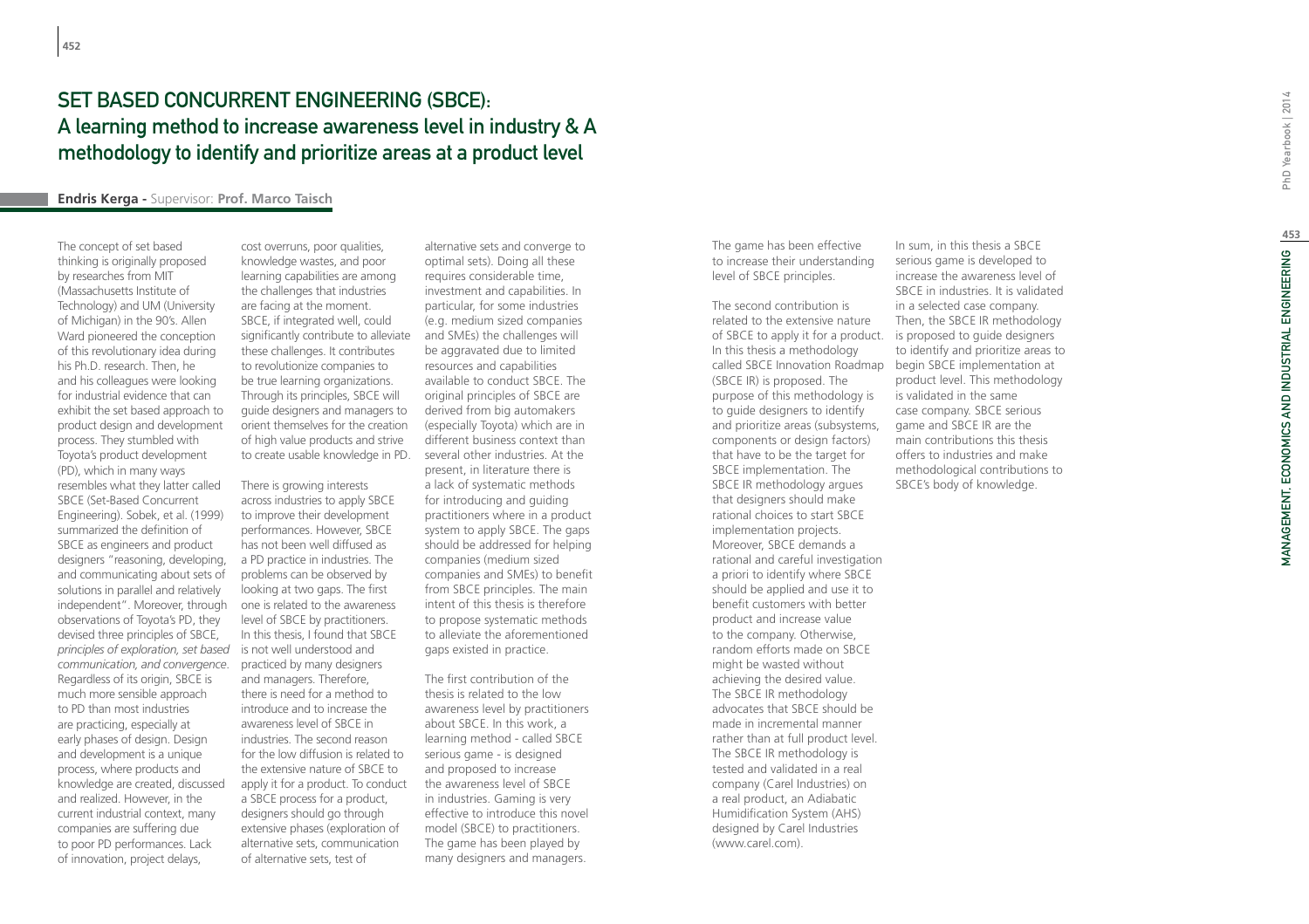# SET BASED CONCURRENT ENGINEERING (SBCE): A learning method to increase awareness level in industry & A methodology to identify and prioritize areas at a product level

**Endris Kerga** - Supervisor: **Prof. Marco Taisch**

The concept of set based thinking is originally proposed by researches from MIT (Massachusetts Institute of Technology) and UM (University of Michigan) in the 90's. Allen Ward pioneered the conception of this revolutionary idea during his Ph.D. research. Then, he and his colleagues were looking for industrial evidence that can exhibit the set based approach to product design and development process. They stumbled with Toyota's product development (PD), which in many ways resembles what they latter called SBCE (Set-Based Concurrent Engineering). Sobek, et al. (1999) summarized the definition of SBCE as engineers and product designers "reasoning, developing, and communicating about sets of solutions in parallel and relatively independent". Moreover, through observations of Toyota's PD, they devised three principles of SBCE, *principles of exploration, set based communication, and convergence*. Regardless of its origin, SBCE is much more sensible approach to PD than most industries are practicing, especially at early phases of design. Design and development is a unique process, where products and knowledge are created, discussed and realized. However, in the current industrial context, many companies are suffering due to poor PD performances. Lack of innovation, project delays, cost overruns, poor qualities, knowledge wastes, and poor learning capabilities are among the challenges that industries are facing at the moment. SBCE, if integrated well, could significantly contribute to alleviate these challenges. It contributes to revolutionize companies to be true learning organizations. Through its principles, SBCE will guide designers and managers to orient themselves for the creation of high value products and strive to create usable knowledge in PD.

There is growing interests across industries to apply SBCE to improve their development performances. However, SBCE has not been well diffused as a PD practice in industries. The problems can be observed by looking at two gaps. The first one is related to the awareness level of SBCE by practitioners. In this thesis, I found that SBCE is not well understood and practiced by many designers and managers. Therefore, there is need for a method to introduce and to increase the awareness level of SBCE in industries. The second reason for the low diffusion is related to the extensive nature of SBCE to apply it for a product. To conduct a SBCE process for a product, designers should go through extensive phases (exploration of alternative sets, communication of alternative sets, test of alternative sets and converge to optimal sets). Doing all these requires considerable time, investment and capabilities. In particular, for some industries (e.g. medium sized companies and SMEs) the challenges will be aggravated due to limited resources and capabilities available to conduct SBCE. The original principles of SBCE are derived from big automakers (especially Toyota) which are in different business context than several other industries. At the present, in literature there is a lack of systematic methods for introducing and guiding practitioners where in a product system to apply SBCE. The gaps should be addressed for helping companies (medium sized companies and SMEs) to benefit from SBCE principles. The main intent of this thesis is therefore to propose systematic methods to alleviate the aforementioned gaps existed in practice.

The first contribution of the thesis is related to the low awareness level by practitioners about SBCE. In this work, a learning method - called SBCE serious game - is designed and proposed to increase the awareness level of SBCE in industries. Gaming is very effective to introduce this novel model (SBCE) to practitioners. The game has been played by many designers and managers. The game has been effective to increase their understanding level of SBCE principles.

The second contribution is related to the extensive nature of SBCE to apply it for a product. In this thesis a methodology called SBCE Innovation Roadmap (SBCE IR) is proposed. The purpose of this methodology is to guide designers to identify and prioritize areas (subsystems, components or design factors) that have to be the target for SBCE implementation. The SBCE IR methodology argues that designers should make rational choices to start SBCE implementation projects. Moreover, SBCE demands a rational and careful investigation a priori to identify where SBCE should be applied and use it to benefit customers with better product and increase value to the company. Otherwise, random efforts made on SBCE might be wasted without achieving the desired value. The SBCE IR methodology advocates that SBCE should be made in incremental manner rather than at full product level. The SBCE IR methodology is tested and validated in a real company (Carel Industries) on a real product, an Adiabatic Humidification System (AHS) designed by Carel Industries (www.carel.com).

In sum, in this thesis a SBCE serious game is developed to increase the awareness level of SBCE in industries. It is validated in a selected case company. Then, the SBCE IR methodology is proposed to guide designers to identify and prioritize areas to begin SBCE implementation at product level. This methodology is validated in the same case company. SBCE serious game and SBCE IR are the main contributions this thesis offers to industries and make methodological contributions to SBCE's body of knowledge.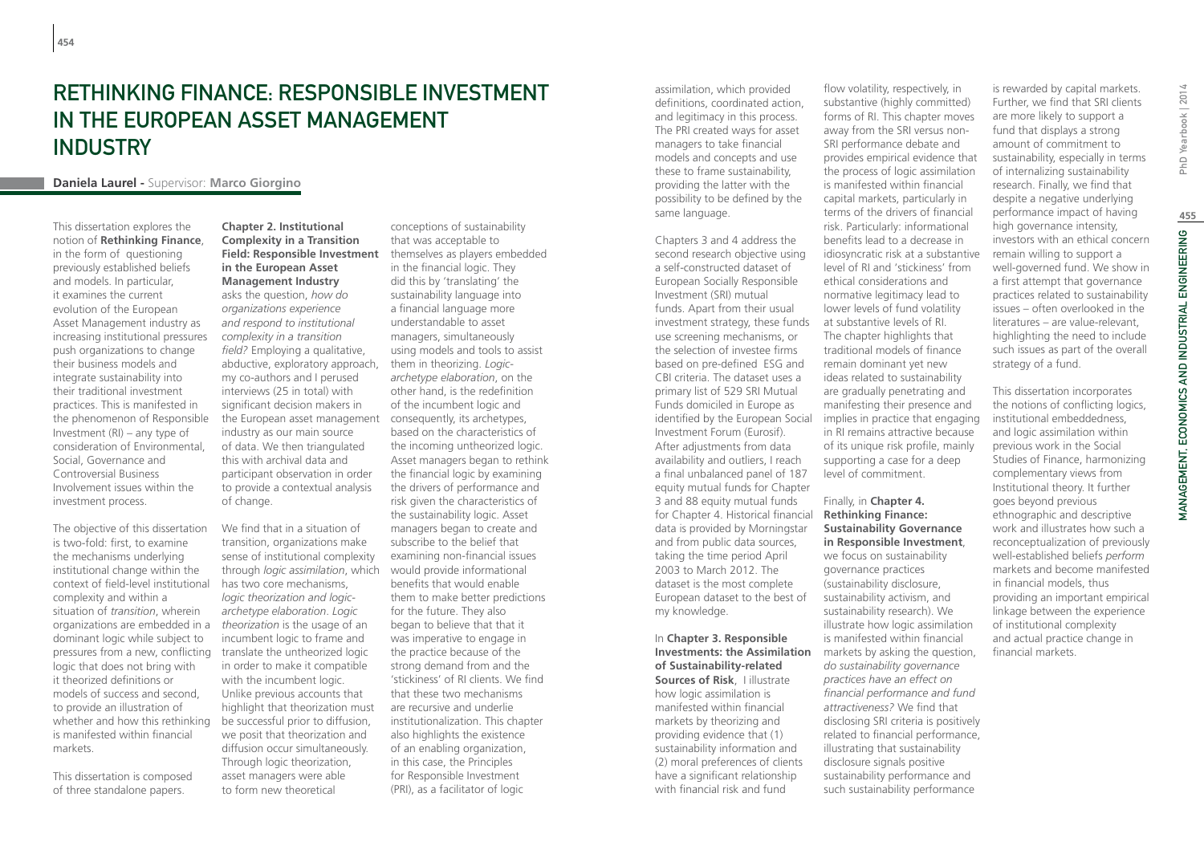# Rethinking Finance: Responsible Investment in the European Asset Management Industry

**Daniela Laurel** - Supervisor: **Marco Giorgino**

This dissertation explores the notion of **Rethinking Finance**, in the form of questioning previously established beliefs and models. In particular, it examines the current evolution of the European Asset Management industry as increasing institutional pressures push organizations to change their business models and integrate sustainability into their traditional investment practices. This is manifested in the phenomenon of Responsible Investment (RI) – any type of consideration of Environmental, Social, Governance and Controversial Business Involvement issues within the investment process.

The objective of this dissertation is two-fold: first, to examine the mechanisms underlying institutional change within the context of field-level institutional complexity and within a situation of *transition*, wherein organizations are embedded in a dominant logic while subject to pressures from a new, conflicting logic that does not bring with it theorized definitions or models of success and second, to provide an illustration of whether and how this rethinking is manifested within financial markets.

This dissertation is composed of three standalone papers.

**Chapter 2. Institutional Complexity in a Transition Field: Responsible Investment in the European Asset Management Industry** asks the question, *how do organizations experience and respond to institutional complexity in a transition field?* Employing a qualitative, abductive, exploratory approach, my co-authors and I perused interviews (25 in total) with significant decision makers in the European asset management industry as our main source of data. We then triangulated this with archival data and participant observation in order to provide a contextual analysis of change.

We find that in a situation of transition, organizations make sense of institutional complexity through *logic assimilation*, which has two core mechanisms, *logic theorization and logic-archetype elaboration*. *Logic theorization* is the usage of an incumbent logic to frame and translate the untheorized logic in order to make it compatible with the incumbent logic. Unlike previous accounts that highlight that theorization must be successful prior to diffusion, we posit that theorization and diffusion occur simultaneously. Through logic theorization, asset managers were able to form new theoretical conceptions of sustainability that was acceptable to themselves as players embedded in the financial logic. They did this by 'translating' the sustainability language into a financial language more understandable to asset managers, simultaneously using models and tools to assist them in theorizing. *Logic-archetype elaboration*, on the other hand, is the redefinition of the incumbent logic and consequently, its archetypes, based on the characteristics of the incoming untheorized logic. Asset managers began to rethink the financial logic by examining the drivers of performance and risk given the characteristics of the sustainability logic. Asset managers began to create and subscribe to the belief that examining non-financial issues would provide informational benefits that would enable them to make better predictions for the future. They also began to believe that that it was imperative to engage in the practice because of the strong demand from and the 'stickiness' of RI clients. We find that these two mechanisms are recursive and underlie institutionalization. This chapter also highlights the existence of an enabling organization, in this case, the Principles for Responsible Investment (PRI), as a facilitator of logic assimilation, which provided definitions, coordinated action, and legitimacy in this process. The PRI created ways for asset managers to take financial models and concepts and use these to frame sustainability, providing the latter with the possibility to be defined by the same language.

Chapters 3 and 4 address the second research objective using a self-constructed dataset of European Socially Responsible Investment (SRI) mutual funds. Apart from their usual investment strategy, these funds use screening mechanisms, or the selection of investee firms based on pre-defined ESG and CBI criteria. The dataset uses a primary list of 529 SRI Mutual Funds domiciled in Europe as identified by the European Social Investment Forum (Eurosif). After adjustments from data availability and outliers, I reach a final unbalanced panel of 187 equity mutual funds for Chapter 3 and 88 equity mutual funds for Chapter 4. Historical financial data is provided by Morningstar and from public data sources, taking the time period April 2003 to March 2012. The dataset is the most complete European dataset to the best of my knowledge.

In **Chapter 3. Responsible Investments: the Assimilation of Sustainability-related Sources of Risk**, I illustrate how logic assimilation is manifested within financial markets by theorizing and providing evidence that (1) sustainability information and (2) moral preferences of clients have a significant relationship with financial risk and fund flow volatility, respectively, in substantive (highly committed) forms of RI. This chapter moves away from the SRI versus non-SRI performance debate and provides empirical evidence that the process of logic assimilation is manifested within financial capital markets, particularly in terms of the drivers of financial risk. Particularly: informational benefits lead to a decrease in idiosyncratic risk at a substantive level of RI and 'stickiness' from ethical considerations and normative legitimacy lead to lower levels of fund volatility at substantive levels of RI. The chapter highlights that traditional models of finance remain dominant yet new ideas related to sustainability are gradually penetrating and manifesting their presence and implies in practice that engaging in RI remains attractive because of its unique risk profile, mainly supporting a case for a deep level of commitment.

Finally, in **Chapter 4. Rethinking Finance: Sustainability Governance in Responsible Investment**, we focus on sustainability governance practices (sustainability disclosure, sustainability activism, and sustainability research). We illustrate how logic assimilation is manifested within financial markets by asking the question, *do sustainability governance practices have an effect on financial performance and fund attractiveness?* We find that disclosing SRI criteria is positively related to financial performance, illustrating that sustainability disclosure signals positive sustainability performance and such sustainability performance is rewarded by capital markets. Further, we find that SRI clients are more likely to support a fund that displays a strong amount of commitment to sustainability, especially in terms of internalizing sustainability research. Finally, we find that despite a negative underlying performance impact of having high governance intensity, investors with an ethical concern remain willing to support a well-governed fund. We show in a first attempt that governance practices related to sustainability issues – often overlooked in the literatures – are value-relevant, highlighting the need to include such issues as part of the overall strategy of a fund.

This dissertation incorporates the notions of conflicting logics, institutional embeddedness, and logic assimilation within previous work in the Social Studies of Finance, harmonizing complementary views from Institutional theory. It further goes beyond previous ethnographic and descriptive work and illustrates how such a reconceptualization of previously well-established beliefs *perform* markets and become manifested in financial models, thus providing an important empirical linkage between the experience of institutional complexity and actual practice change in financial markets.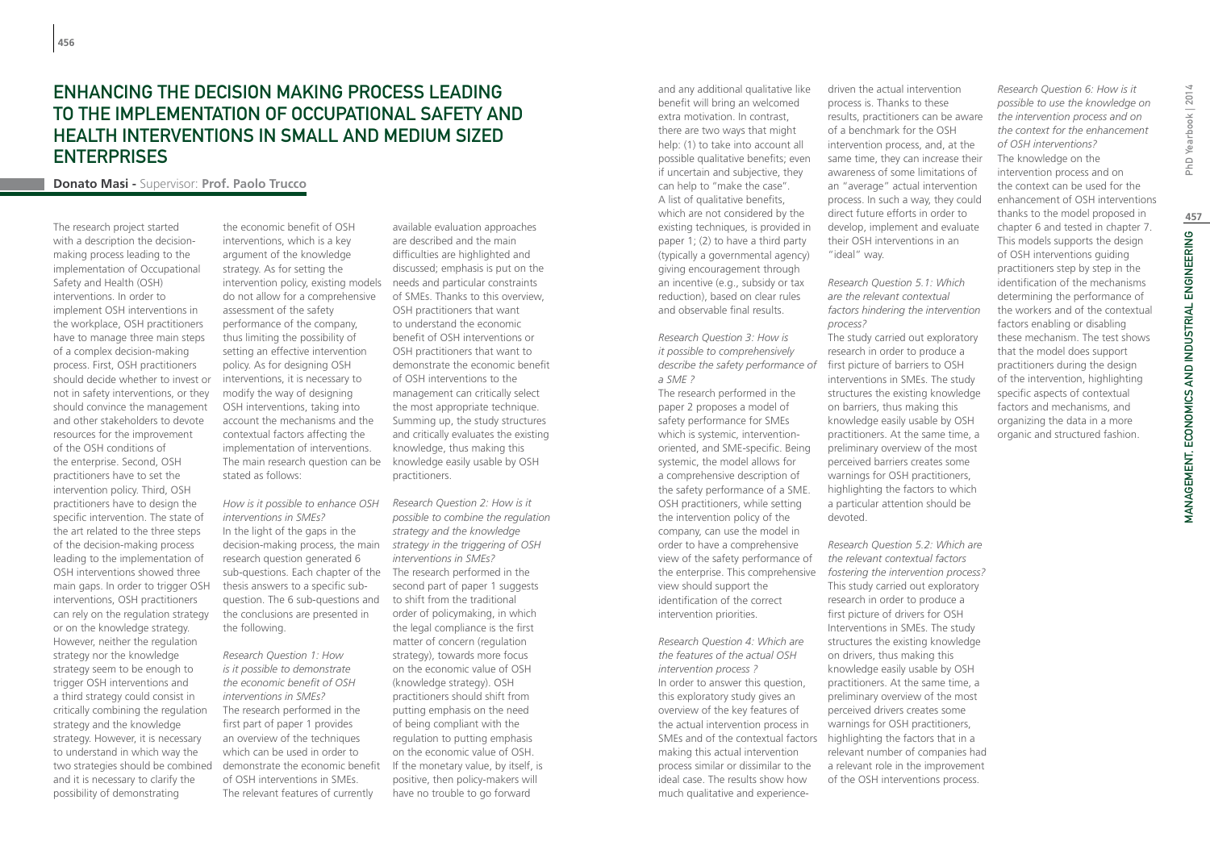# ENHANCING THE DECISION MAKING PROCESS LEADING TO THE IMPLEMENTATION OF OCCUPATIONAL SAFETY AND HEALTH INTERVENTIONS IN SMALL AND MEDIUM SIZED ENTERPRISES

**Donato Masi** - Supervisor: **Prof. Paolo Trucco**

The research project started with a description the decision-making process leading to the implementation of Occupational Safety and Health (OSH) interventions. In order to implement OSH interventions in the workplace, OSH practitioners have to manage three main steps of a complex decision-making process. First, OSH practitioners should decide whether to invest or not in safety interventions, or they should convince the management and other stakeholders to devote resources for the improvement of the OSH conditions of the enterprise. Second, OSH practitioners have to set the intervention policy. Third, OSH practitioners have to design the specific intervention. The state of the art related to the three steps of the decision-making process leading to the implementation of OSH interventions showed three main gaps. In order to trigger OSH interventions, OSH practitioners can rely on the regulation strategy or on the knowledge strategy. However, neither the regulation strategy nor the knowledge strategy seem to be enough to trigger OSH interventions and a third strategy could consist in critically combining the regulation strategy and the knowledge strategy. However, it is necessary to understand in which way the two strategies should be combined and it is necessary to clarify the possibility of demonstrating the economic benefit of OSH interventions, which is a key argument of the knowledge strategy. As for setting the intervention policy, existing models do not allow for a comprehensive assessment of the safety performance of the company, thus limiting the possibility of setting an effective intervention policy. As for designing OSH interventions, it is necessary to modify the way of designing OSH interventions, taking into account the mechanisms and the contextual factors affecting the implementation of interventions. The main research question can be stated as follows:

*How is it possible to enhance OSH interventions in SMEs?*
In the light of the gaps in the decision-making process, the main research question generated 6 sub-questions. Each chapter of the thesis answers to a specific sub-question. The 6 sub-questions and the conclusions are presented in the following.

*Research Question 1: How is it possible to demonstrate the economic benefit of OSH interventions in SMEs?*
The research performed in the first part of paper 1 provides an overview of the techniques which can be used in order to demonstrate the economic benefit of OSH interventions in SMEs. The relevant features of currently available evaluation approaches are described and the main difficulties are highlighted and discussed; emphasis is put on the needs and particular constraints of SMEs. Thanks to this overview, OSH practitioners that want to understand the economic benefit of OSH interventions or OSH practitioners that want to demonstrate the economic benefit of OSH interventions to the management can critically select the most appropriate technique. Summing up, the study structures and critically evaluates the existing knowledge, thus making this knowledge easily usable by OSH practitioners.

*Research Question 2: How is it possible to combine the regulation strategy and the knowledge strategy in the triggering of OSH interventions in SMEs?*
The research performed in the second part of paper 1 suggests to shift from the traditional order of policymaking, in which the legal compliance is the first matter of concern (regulation strategy), towards more focus on the economic value of OSH (knowledge strategy). OSH practitioners should shift from putting emphasis on the need of being compliant with the regulation to putting emphasis on the economic value of OSH. If the monetary value, by itself, is positive, then policy-makers will have no trouble to go forward and any additional qualitative like benefit will bring an welcomed extra motivation. In contrast, there are two ways that might help: (1) to take into account all possible qualitative benefits; even if uncertain and subjective, they can help to "make the case". A list of qualitative benefits, which are not considered by the existing techniques, is provided in paper 1; (2) to have a third party (typically a governmental agency) giving encouragement through an incentive (e.g., subsidy or tax reduction), based on clear rules and observable final results.

*Research Question 3: How is it possible to comprehensively describe the safety performance of a SME ?*
The research performed in the paper 2 proposes a model of safety performance for SMEs which is systemic, intervention-oriented, and SME-specific. Being systemic, the model allows for a comprehensive description of the safety performance of a SME. OSH practitioners, while setting the intervention policy of the company, can use the model in order to have a comprehensive view of the safety performance of the enterprise. This comprehensive view should support the identification of the correct intervention priorities.

*Research Question 4: Which are the features of the actual OSH intervention process ?*
In order to answer this question, this exploratory study gives an overview of the key features of the actual intervention process in SMEs and of the contextual factors making this actual intervention process similar or dissimilar to the ideal case. The results show how much qualitative and experience-driven the actual intervention process is. Thanks to these results, practitioners can be aware of a benchmark for the OSH intervention process, and, at the same time, they can increase their awareness of some limitations of an "average" actual intervention process. In such a way, they could direct future efforts in order to develop, implement and evaluate their OSH interventions in an "ideal" way.

*Research Question 5.1: Which are the relevant contextual factors hindering the intervention process?*
The study carried out exploratory research in order to produce a first picture of barriers to OSH interventions in SMEs. The study structures the existing knowledge on barriers, thus making this knowledge easily usable by OSH practitioners. At the same time, a preliminary overview of the most perceived barriers creates some warnings for OSH practitioners, highlighting the factors to which a particular attention should be devoted.

*Research Question 5.2: Which are the relevant contextual factors fostering the intervention process?*
This study carried out exploratory research in order to produce a first picture of drivers for OSH Interventions in SMEs. The study structures the existing knowledge on drivers, thus making this knowledge easily usable by OSH practitioners. At the same time, a preliminary overview of the most perceived drivers creates some warnings for OSH practitioners, highlighting the factors that in a relevant number of companies had a relevant role in the improvement of the OSH interventions process.

*Research Question 6: How is it possible to use the knowledge on the intervention process and on the context for the enhancement of OSH interventions?*
The knowledge on the intervention process and on the context can be used for the enhancement of OSH interventions thanks to the model proposed in chapter 6 and tested in chapter 7. This models supports the design of OSH interventions guiding practitioners step by step in the identification of the mechanisms determining the performance of the workers and of the contextual factors enabling or disabling these mechanism. The test shows that the model does support practitioners during the design of the intervention, highlighting specific aspects of contextual factors and mechanisms, and organizing the data in a more organic and structured fashion.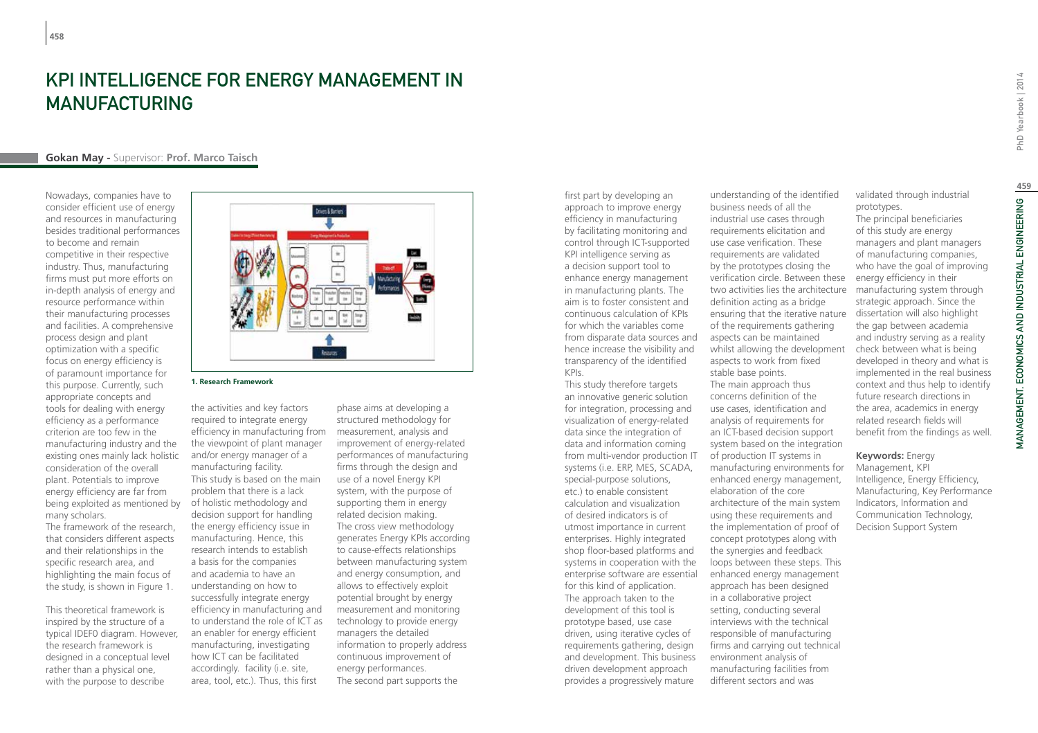# KPI INTELLIGENCE FOR ENERGY MANAGEMENT IN MANUFACTURING

**Gokan May -** Supervisor: **Prof. Marco Taisch**

Nowadays, companies have to consider efficient use of energy and resources in manufacturing besides traditional performances to become and remain competitive in their respective industry. Thus, manufacturing firms must put more efforts on in-depth analysis of energy and resource performance within their manufacturing processes and facilities. A comprehensive process design and plant optimization with a specific focus on energy efficiency is of paramount importance for this purpose. Currently, such appropriate concepts and tools for dealing with energy efficiency as a performance criterion are too few in the manufacturing industry and the existing ones mainly lack holistic consideration of the overall plant. Potentials to improve energy efficiency are far from being exploited as mentioned by many scholars.

The framework of the research, that considers different aspects and their relationships in the specific research area, and highlighting the main focus of the study, is shown in Figure 1.

**1. Research Framework**

This theoretical framework is inspired by the structure of a typical IDEF0 diagram. However, the research framework is designed in a conceptual level rather than a physical one, with the purpose to describe the activities and key factors required to integrate energy efficiency in manufacturing from the viewpoint of plant manager and/or energy manager of a manufacturing facility.

This study is based on the main problem that there is a lack of holistic methodology and decision support for handling the energy efficiency issue in manufacturing. Hence, this research intends to establish a basis for the companies and academia to have an understanding on how to successfully integrate energy efficiency in manufacturing and to understand the role of ICT as an enabler for energy efficient manufacturing, investigating how ICT can be facilitated accordingly. facility (i.e. site, area, tool, etc.). Thus, this first phase aims at developing a structured methodology for measurement, analysis and improvement of energy-related performances of manufacturing firms through the design and use of a novel Energy KPI system, with the purpose of supporting them in energy related decision making. The cross view methodology generates Energy KPIs according to cause-effects relationships between manufacturing system and energy consumption, and allows to effectively exploit potential brought by energy measurement and monitoring technology to provide energy managers the detailed information to properly address continuous improvement of energy performances.

The second part supports the first part by developing an approach to improve energy efficiency in manufacturing by facilitating monitoring and control through ICT-supported KPI intelligence serving as a decision support tool to enhance energy management in manufacturing plants. The aim is to foster consistent and continuous calculation of KPIs for which the variables come from disparate data sources and hence increase the visibility and transparency of the identified KPIs.

This study therefore targets an innovative generic solution for integration, processing and visualization of energy-related data since the integration of data and information coming from multi-vendor production IT systems (i.e. ERP, MES, SCADA, special-purpose solutions, etc.) to enable consistent calculation and visualization of desired indicators is of utmost importance in current enterprises. Highly integrated shop floor-based platforms and systems in cooperation with the enterprise software are essential for this kind of application.

The approach taken to the development of this tool is prototype based, use case driven, using iterative cycles of requirements gathering, design and development. This business driven development approach provides a progressively mature understanding of the identified business needs of all the industrial use cases through requirements elicitation and use case verification. These requirements are validated by the prototypes closing the verification circle. Between these two activities lies the architecture definition acting as a bridge ensuring that the iterative nature of the requirements gathering aspects can be maintained whilst allowing the development aspects to work from fixed stable base points.

The main approach thus concerns definition of the use cases, identification and analysis of requirements for an ICT-based decision support system based on the integration of production IT systems in manufacturing environments for enhanced energy management, elaboration of the core architecture of the main system using these requirements and the implementation of proof of concept prototypes along with the synergies and feedback loops between these steps. This enhanced energy management approach has been designed in a collaborative project setting, conducting several interviews with the technical responsible of manufacturing firms and carrying out technical environment analysis of manufacturing facilities from different sectors and was validated through industrial prototypes.

The principal beneficiaries of this study are energy managers and plant managers of manufacturing companies, who have the goal of improving energy efficiency in their manufacturing system through strategic approach. Since the dissertation will also highlight the gap between academia and industry serving as a reality check between what is being developed in theory and what is implemented in the real business context and thus help to identify future research directions in the area, academics in energy related research fields will benefit from the findings as well.

**Keywords:** Energy Management, KPI Intelligence, Energy Efficiency, Manufacturing, Key Performance Indicators, Information and Communication Technology, Decision Support System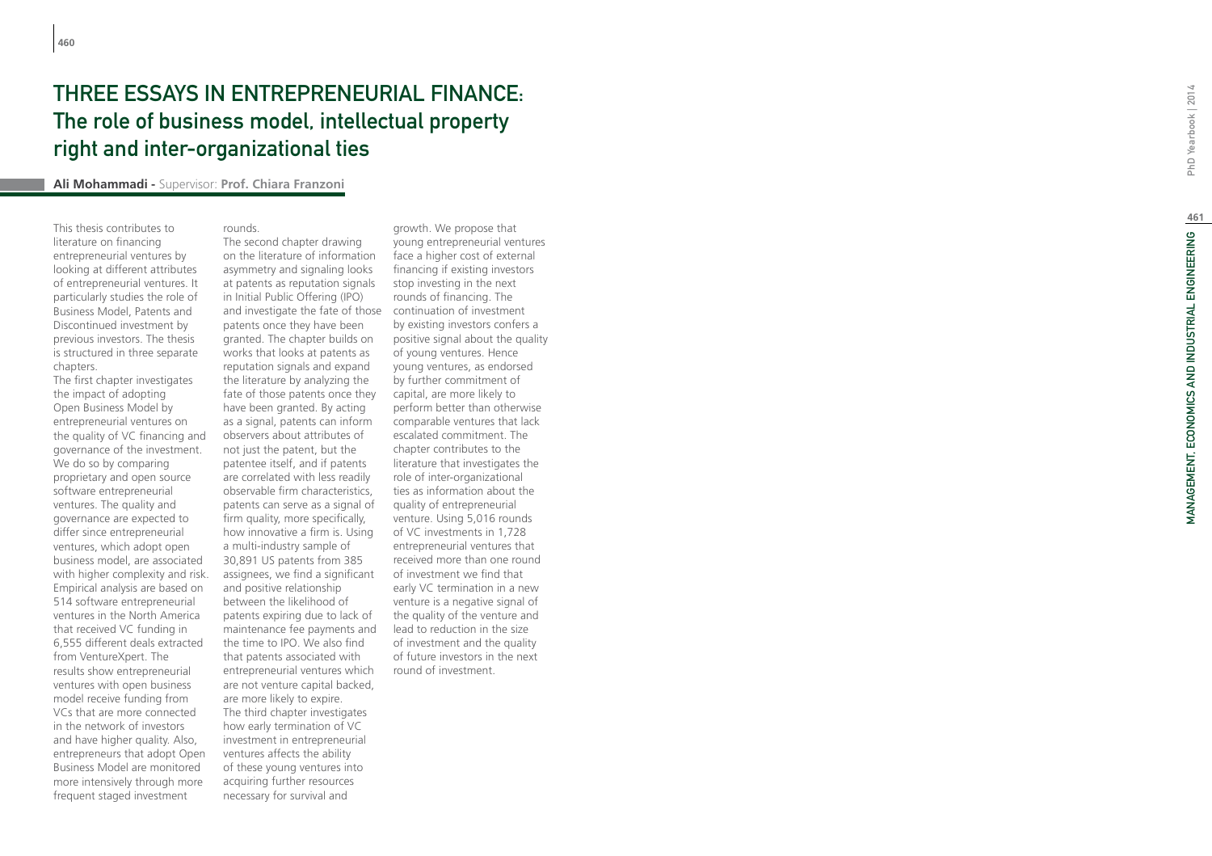# THREE ESSAYS IN ENTREPRENEURIAL FINANCE: The role of business model, intellectual property right and inter-organizational ties

**Ali Mohammadi** - Supervisor: **Prof. Chiara Franzoni**

This thesis contributes to literature on financing entrepreneurial ventures by looking at different attributes of entrepreneurial ventures. It particularly studies the role of Business Model, Patents and Discontinued investment by previous investors. The thesis is structured in three separate chapters.

The first chapter investigates the impact of adopting Open Business Model by entrepreneurial ventures on the quality of VC financing and governance of the investment. We do so by comparing proprietary and open source software entrepreneurial ventures. The quality and governance are expected to differ since entrepreneurial ventures, which adopt open business model, are associated with higher complexity and risk. Empirical analysis are based on 514 software entrepreneurial ventures in the North America that received VC funding in 6,555 different deals extracted from VentureXpert. The results show entrepreneurial ventures with open business model receive funding from VCs that are more connected in the network of investors and have higher quality. Also, entrepreneurs that adopt Open Business Model are monitored more intensively through more frequent staged investment rounds.

The second chapter drawing on the literature of information asymmetry and signaling looks at patents as reputation signals in Initial Public Offering (IPO) and investigate the fate of those patents once they have been granted. The chapter builds on works that looks at patents as reputation signals and expand the literature by analyzing the fate of those patents once they have been granted. By acting as a signal, patents can inform observers about attributes of not just the patent, but the patentee itself, and if patents are correlated with less readily observable firm characteristics, patents can serve as a signal of firm quality, more specifically, how innovative a firm is. Using a multi-industry sample of 30,891 US patents from 385 assignees, we find a significant and positive relationship between the likelihood of patents expiring due to lack of maintenance fee payments and the time to IPO. We also find that patents associated with entrepreneurial ventures which are not venture capital backed, are more likely to expire.

The third chapter investigates how early termination of VC investment in entrepreneurial ventures affects the ability of these young ventures into acquiring further resources necessary for survival and growth. We propose that young entrepreneurial ventures face a higher cost of external financing if existing investors stop investing in the next rounds of financing. The continuation of investment by existing investors confers a positive signal about the quality of young ventures. Hence young ventures, as endorsed by further commitment of capital, are more likely to perform better than otherwise comparable ventures that lack escalated commitment. The chapter contributes to the literature that investigates the role of inter-organizational ties as information about the quality of entrepreneurial venture. Using 5,016 rounds of VC investments in 1,728 entrepreneurial ventures that received more than one round of investment we find that early VC termination in a new venture is a negative signal of the quality of the venture and lead to reduction in the size of investment and the quality of future investors in the next round of investment.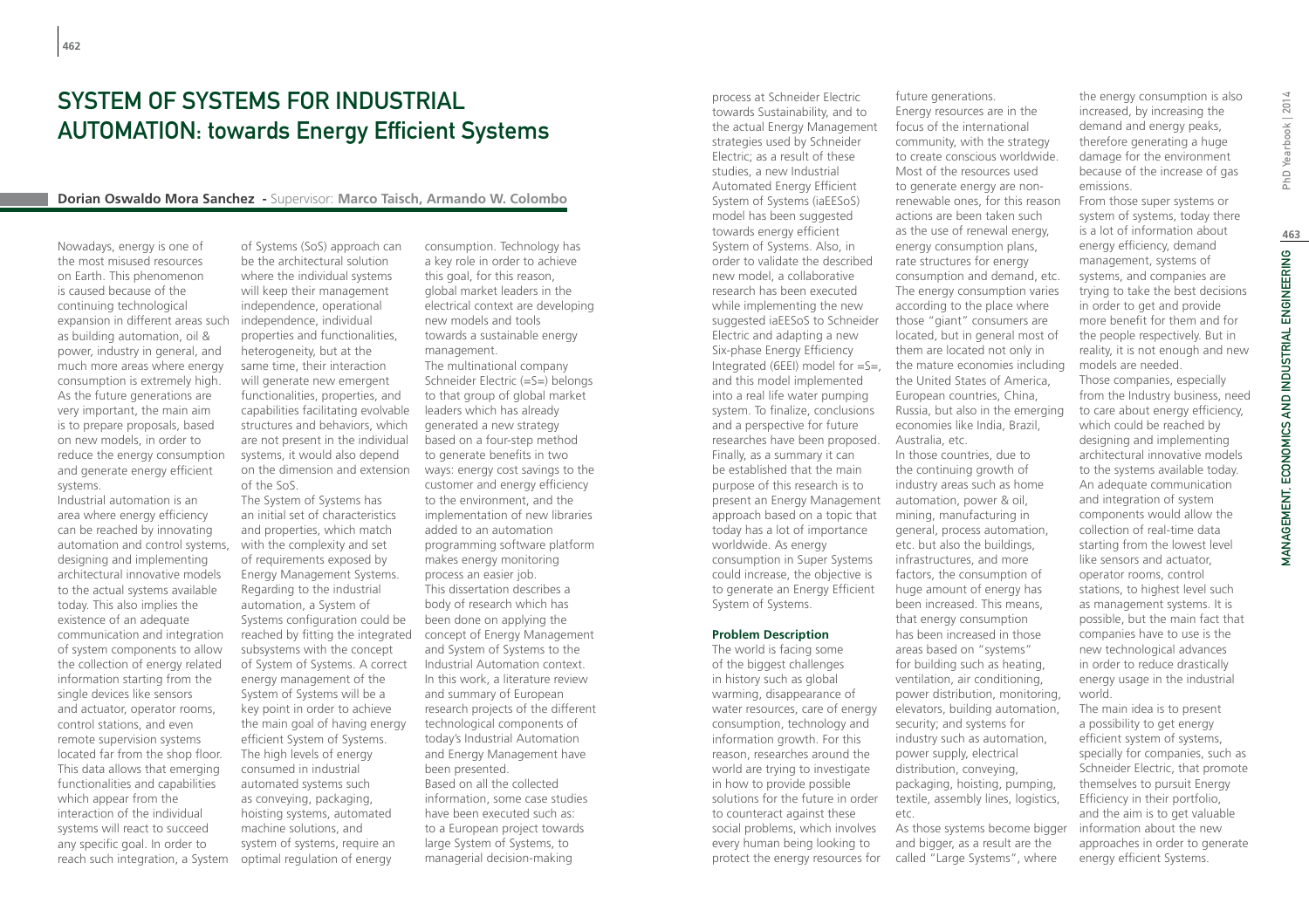# SYSTEM OF SYSTEMS FOR INDUSTRIAL AUTOMATION: towards Energy Efficient Systems

**Dorian Oswaldo Mora Sanchez** - Supervisor: **Marco Taisch, Armando W. Colombo**

Nowadays, energy is one of the most misused resources on Earth. This phenomenon is caused because of the continuing technological expansion in different areas such as building automation, oil & power, industry in general, and much more areas where energy consumption is extremely high. As the future generations are very important, the main aim is to prepare proposals, based on new models, in order to reduce the energy consumption and generate energy efficient systems.

Industrial automation is an area where energy efficiency can be reached by innovating automation and control systems, designing and implementing architectural innovative models to the actual systems available today. This also implies the existence of an adequate communication and integration of system components to allow the collection of energy related information starting from the single devices like sensors and actuator, operator rooms, control stations, and even remote supervision systems located far from the shop floor. This data allows that emerging functionalities and capabilities which appear from the interaction of the individual systems will react to succeed any specific goal. In order to reach such integration, a System of Systems (SoS) approach can be the architectural solution where the individual systems will keep their management independence, operational independence, individual properties and functionalities, heterogeneity, but at the same time, their interaction will generate new emergent functionalities, properties, and capabilities facilitating evolvable structures and behaviors, which are not present in the individual systems, it would also depend on the dimension and extension of the SoS.

The System of Systems has an initial set of characteristics and properties, which match with the complexity and set of requirements exposed by Energy Management Systems. Regarding to the industrial automation, a System of Systems configuration could be reached by fitting the integrated subsystems with the concept of System of Systems. A correct energy management of the System of Systems will be a key point in order to achieve the main goal of having energy efficient System of Systems. The high levels of energy consumed in industrial automated systems such as conveying, packaging, hoisting systems, automated machine solutions, and system of systems, require an optimal regulation of energy consumption. Technology has a key role in order to achieve this goal, for this reason, global market leaders in the electrical context are developing new models and tools towards a sustainable energy management.

The multinational company Schneider Electric (=S=) belongs to that group of global market leaders which has already generated a new strategy based on a four-step method to generate benefits in two ways: energy cost savings to the customer and energy efficiency to the environment, and the implementation of new libraries added to an automation programming software platform makes energy monitoring process an easier job.

This dissertation describes a body of research which has been done on applying the concept of Energy Management and System of Systems to the Industrial Automation context. In this work, a literature review and summary of European research projects of the different technological components of today's Industrial Automation and Energy Management have been presented.

Based on all the collected information, some case studies have been executed such as: to a European project towards large System of Systems, to managerial decision-making process at Schneider Electric towards Sustainability, and to the actual Energy Management strategies used by Schneider Electric; as a result of these studies, a new Industrial Automated Energy Efficient System of Systems (iaEESoS) model has been suggested towards energy efficient System of Systems. Also, in order to validate the described new model, a collaborative research has been executed while implementing the new suggested iaEESoS to Schneider Electric and adapting a new Six-phase Energy Efficiency Integrated (6EEI) model for =S=, and this model implemented into a real life water pumping system. To finalize, conclusions and a perspective for future researches have been proposed. Finally, as a summary it can be established that the main purpose of this research is to present an Energy Management approach based on a topic that today has a lot of importance worldwide. As energy consumption in Super Systems could increase, the objective is to generate an Energy Efficient System of Systems.

**Problem Description**

The world is facing some of the biggest challenges in history such as global warming, disappearance of water resources, care of energy consumption, technology and information growth. For this reason, researches around the world are trying to investigate in how to provide possible solutions for the future in order to counteract against these social problems, which involves every human being looking to protect the energy resources for future generations.

Energy resources are in the focus of the international community, with the strategy to create conscious worldwide. Most of the resources used to generate energy are non-renewable ones, for this reason actions are been taken such as the use of renewal energy, energy consumption plans, rate structures for energy consumption and demand, etc. The energy consumption varies according to the place where those "giant" consumers are located, but in general most of them are located not only in the mature economies including the United States of America, European countries, China, Russia, but also in the emerging economies like India, Brazil, Australia, etc.

In those countries, due to the continuing growth of industry areas such as home automation, power & oil, mining, manufacturing in general, process automation, etc. but also the buildings, infrastructures, and more factors, the consumption of huge amount of energy has been increased. This means, that energy consumption has been increased in those areas based on "systems" for building such as heating, ventilation, air conditioning, power distribution, monitoring, elevators, building automation, security; and systems for industry such as automation, power supply, electrical distribution, conveying, packaging, hoisting, pumping, textile, assembly lines, logistics, etc.

As those systems become bigger and bigger, as a result are the called "Large Systems", where the energy consumption is also increased, by increasing the demand and energy peaks, therefore generating a huge damage for the environment because of the increase of gas emissions.

From those super systems or systems of systems, today there is a lot of information about energy efficiency, demand management, systems of systems, and companies are trying to take the best decisions in order to get and provide more benefit for them and for the people respectively. But in reality, it is not enough and new models are needed.

Those companies, especially from the Industry business, need to care about energy efficiency, which could be reached by designing and implementing architectural innovative models to the systems available today. An adequate communication and integration of system components would allow the collection of real-time data starting from the lowest level like sensors and actuator, operator rooms, control stations, to highest level such as management systems. It is possible, but the main fact that companies have to use is the new technological advances in order to reduce drastically energy usage in the industrial world.

The main idea is to present a possibility to get energy efficient system of systems, specially for companies, such as Schneider Electric, that promote themselves to pursuit Energy Efficiency in their portfolio, and the aim is to get valuable information about the new approaches in order to generate energy efficient Systems.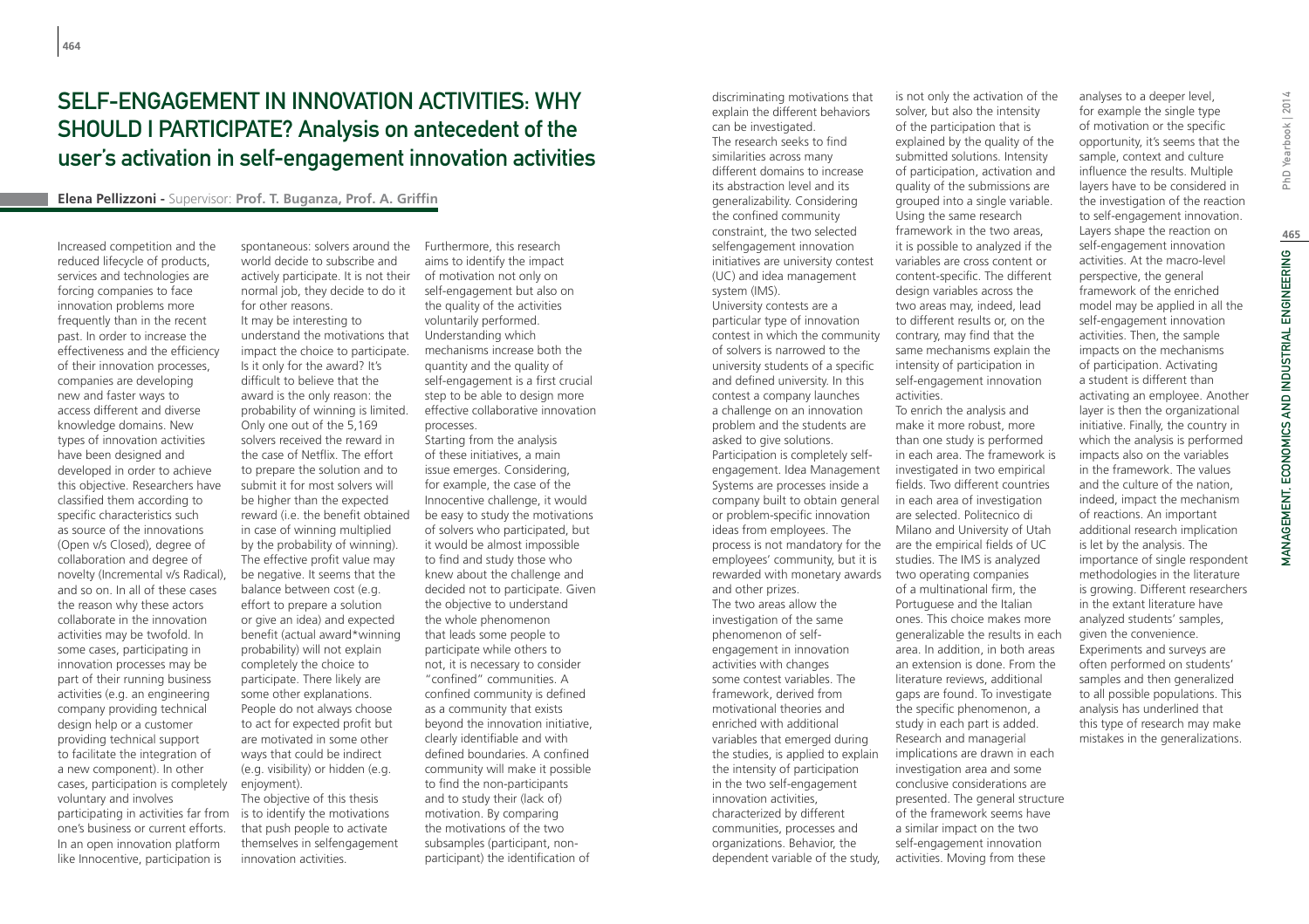# SELF-ENGAGEMENT IN INNOVATION ACTIVITIES: WHY SHOULD I PARTICIPATE? Analysis on antecedent of the user's activation in self-engagement innovation activities

**Elena Pellizzoni** - Supervisor: **Prof. T. Buganza, Prof. A. Griffin**

Increased competition and the reduced lifecycle of products, services and technologies are forcing companies to face innovation problems more frequently than in the recent past. In order to increase the effectiveness and the efficiency of their innovation processes, companies are developing new and faster ways to access different and diverse knowledge domains. New types of innovation activities have been designed and developed in order to achieve this objective. Researchers have classified them according to specific characteristics such as source of the innovations (Open v/s Closed), degree of collaboration and degree of novelty (Incremental v/s Radical), and so on. In all of these cases the reason why these actors collaborate in the innovation activities may be twofold. In some cases, participating in innovation processes may be part of their running business activities (e.g. an engineering company providing technical design help or a customer providing technical support to facilitate the integration of a new component). In other cases, participation is completely voluntary and involves participating in activities far from one's business or current efforts. In an open innovation platform like Innocentive, participation is spontaneous: solvers around the world decide to subscribe and actively participate. It is not their normal job, they decide to do it for other reasons.

It may be interesting to understand the motivations that impact the choice to participate. Is it only for the award? It's difficult to believe that the award is the only reason: the probability of winning is limited. Only one out of the 5,169 solvers received the reward in the case of Netflix. The effort to prepare the solution and to submit it for most solvers will be higher than the expected reward (i.e. the benefit obtained in case of winning multiplied by the probability of winning). The effective profit value may be negative. It seems that the balance between cost (e.g. effort to prepare a solution or give an idea) and expected benefit (actual award*winning probability) will not explain completely the choice to participate. There likely are some other explanations. People do not always choose to act for expected profit but are motivated in some other ways that could be indirect (e.g. visibility) or hidden (e.g. enjoyment).

The objective of this thesis is to identify the motivations that push people to activate themselves in selfengagement innovation activities. Furthermore, this research aims to identify the impact of motivation not only on self-engagement but also on the quality of the activities voluntarily performed. Understanding which mechanisms increase both the quantity and the quality of self-engagement is a first crucial step to be able to design more effective collaborative innovation processes.

Starting from the analysis of these initiatives, a main issue emerges. Considering, for example, the case of the Innocentive challenge, it would be easy to study the motivations of solvers who participated, but it would be almost impossible to find and study those who knew about the challenge and decided not to participate. Given the objective to understand the whole phenomenon that leads some people to participate while others to not, it is necessary to consider "confined" communities. A confined community is defined as a community that exists beyond the innovation initiative, clearly identifiable and with defined boundaries. A confined community will make it possible to find the non-participants and to study their (lack of) motivation. By comparing the motivations of the two subsamples (participant, non-participant) the identification of discriminating motivations that explain the different behaviors can be investigated.

The research seeks to find similarities across many different domains to increase its abstraction level and its generalizability. Considering the confined community constraint, the two selected selfengagement innovation initiatives are university contest (UC) and idea management system (IMS).

University contests are a particular type of innovation contest in which the community of solvers is narrowed to the university students of a specific and defined university. In this contest a company launches a challenge on an innovation problem and the students are asked to give solutions. Participation is completely self-engagement. Idea Management Systems are processes inside a company built to obtain general or problem-specific innovation ideas from employees. The process is not mandatory for the employees' community, but it is rewarded with monetary awards and other prizes.

The two areas allow the investigation of the same phenomenon of self-engagement in innovation activities with changes some contest variables. The framework, derived from motivational theories and enriched with additional variables that emerged during the studies, is applied to explain the intensity of participation in the two self-engagement innovation activities, characterized by different communities, processes and organizations. Behavior, the dependent variable of the study, is not only the activation of the solver, but also the intensity of the participation that is explained by the quality of the submitted solutions. Intensity of participation, activation and quality of the submissions are grouped into a single variable. Using the same research framework in the two areas, it is possible to analyzed if the variables are cross content or content-specific. The different design variables across the two areas may, indeed, lead to different results or, on the contrary, may find that the same mechanisms explain the intensity of participation in self-engagement innovation activities.

To enrich the analysis and make it more robust, more than one study is performed in each area. The framework is investigated in two empirical fields. Two different countries in each area of investigation are selected. Politecnico di Milano and University of Utah are the empirical fields of UC studies. The IMS is analyzed two operating companies of a multinational firm, the Portuguese and the Italian ones. This choice makes more generalizable the results in each area. In addition, in both areas an extension is done. From the literature reviews, additional gaps are found. To investigate the specific phenomenon, a study in each part is added. Research and managerial implications are drawn in each investigation area and some conclusive considerations are presented. The general structure of the framework seems have a similar impact on the two self-engagement innovation activities. Moving from these analyses to a deeper level, for example the single type of motivation or the specific opportunity, it's seems that the sample, context and culture influence the results. Multiple layers have to be considered in the investigation of the reaction to self-engagement innovation. Layers shape the reaction on self-engagement innovation activities. At the macro-level perspective, the general framework of the enriched model may be applied in all the self-engagement innovation activities. Then, the sample impacts on the mechanisms of participation. Activating a student is different than activating an employee. Another layer is then the organizational initiative. Finally, the country in which the analysis is performed impacts also on the variables in the framework. The values and the culture of the nation, indeed, impact the mechanism of reactions. An important additional research implication is let by the analysis. The importance of single respondent methodologies in the literature is growing. Different researchers in the extant literature have analyzed students' samples, given the convenience. Experiments and surveys are often performed on students' samples and then generalized to all possible populations. This analysis has underlined that this type of research may make mistakes in the generalizations.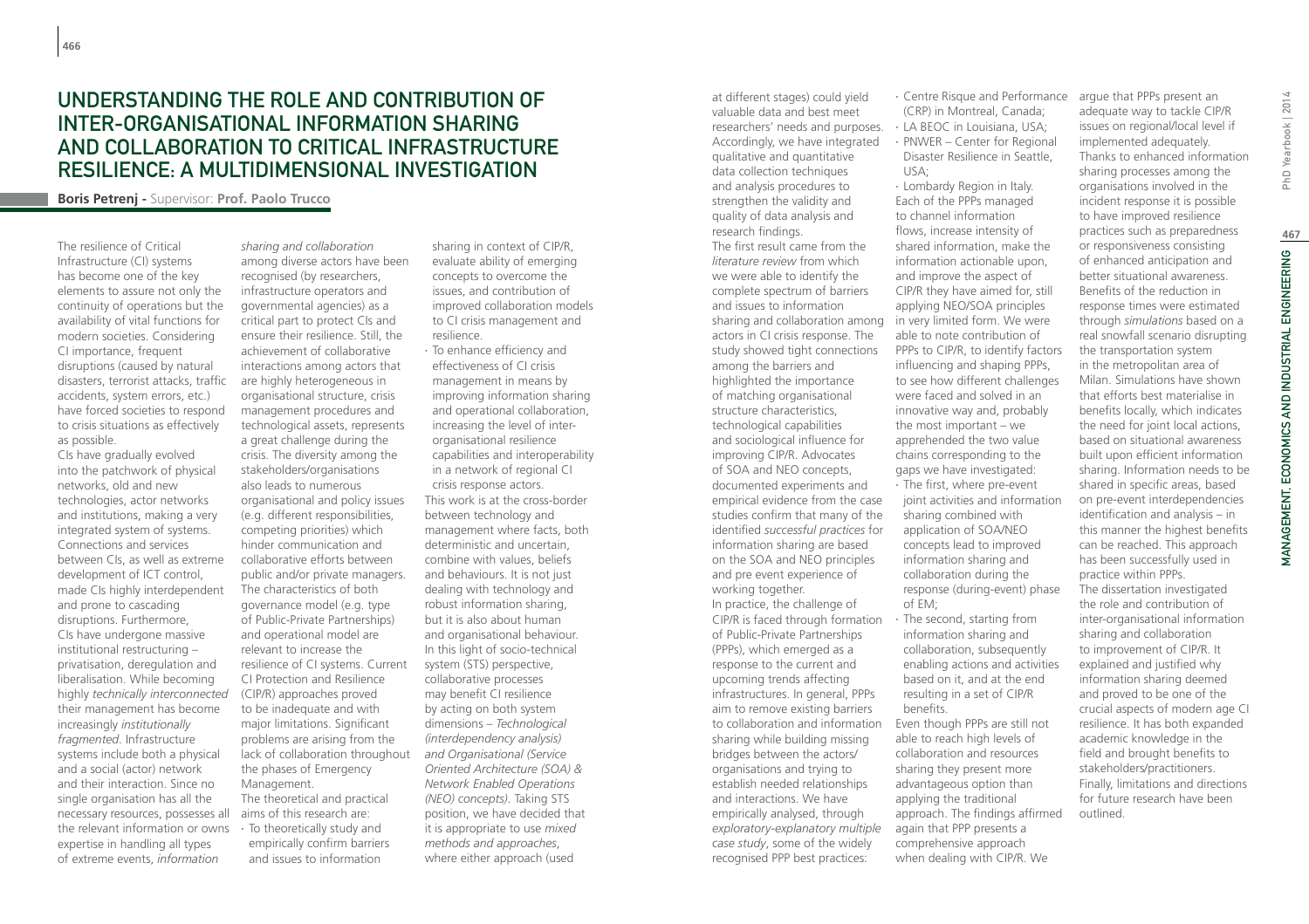# UNDERSTANDING THE ROLE AND CONTRIBUTION OF INTER-ORGANISATIONAL INFORMATION SHARING AND COLLABORATION TO CRITICAL INFRASTRUCTURE RESILIENCE: A MULTIDIMENSIONAL INVESTIGATION

**Boris Petrenj -** Supervisor: **Prof. Paolo Trucco**

The resilience of Critical Infrastructure (CI) systems has become one of the key elements to assure not only the continuity of operations but the availability of vital functions for modern societies. Considering CI importance, frequent disruptions (caused by natural disasters, terrorist attacks, traffic accidents, system errors, etc.) have forced societies to respond to crisis situations as effectively as possible.

CIs have gradually evolved into the patchwork of physical networks, old and new technologies, actor networks and institutions, making a very integrated system of systems. Connections and services between CIs, as well as extreme development of ICT control, made CIs highly interdependent and prone to cascading disruptions. Furthermore, CIs have undergone massive institutional restructuring – privatisation, deregulation and liberalisation. While becoming highly *technically interconnected* their management has become increasingly *institutionally fragmented*. Infrastructure systems include both a physical and a social (actor) network and their interaction. Since no single organisation has all the necessary resources, possesses all the relevant information or owns expertise in handling all types of extreme events, *information sharing and collaboration* among diverse actors have been recognised (by researchers, infrastructure operators and governmental agencies) as a critical part to protect CIs and ensure their resilience. Still, the achievement of collaborative interactions among actors that are highly heterogeneous in organisational structure, crisis management procedures and technological assets, represents a great challenge during the crisis. The diversity among the stakeholders/organisations also leads to numerous organisational and policy issues (e.g. different responsibilities, competing priorities) which hinder communication and collaborative efforts between public and/or private managers. The characteristics of both governance model (e.g. type of Public-Private Partnerships) and operational model are relevant to increase the resilience of CI systems. Current CI Protection and Resilience (CIP/R) approaches proved to be inadequate and with major limitations. Significant problems are arising from the lack of collaboration throughout the phases of Emergency Management.

The theoretical and practical aims of this research are:

- To theoretically study and empirically confirm barriers and issues to information sharing in context of CIP/R, evaluate ability of emerging concepts to overcome the issues, and contribution of improved collaboration models to CI crisis management and resilience.
- To enhance efficiency and effectiveness of CI crisis management in means by improving information sharing and operational collaboration, increasing the level of inter-organisational resilience capabilities and interoperability in a network of regional CI crisis response actors.

This work is at the cross-border between technology and management where facts, both deterministic and uncertain, combine with values, beliefs and behaviours. It is not just dealing with technology and robust information sharing, but it is also about human and organisational behaviour. In this light of socio-technical system (STS) perspective, collaborative processes may benefit CI resilience by acting on both system dimensions – *Technological (interdependency analysis) and Organisational (Service Oriented Architecture (SOA) & Network Enabled Operations (NEO) concepts)*. Taking STS position, we have decided that it is appropriate to use *mixed methods and approaches*, where either approach (used at different stages) could yield valuable data and best meet researchers' needs and purposes. Accordingly, we have integrated qualitative and quantitative data collection techniques and analysis procedures to strengthen the validity and quality of data analysis and research findings.

The first result came from the *literature review* from which we were able to identify the complete spectrum of barriers and issues to information sharing and collaboration among actors in CI crisis response. The study showed tight connections among the barriers and highlighted the importance of matching organisational structure characteristics, technological capabilities and sociological influence for improving CIP/R. Advocates of SOA and NEO concepts, documented experiments and empirical evidence from the case studies confirm that many of the identified *successful practices* for information sharing are based on the SOA and NEO principles and pre event experience of working together.

In practice, the challenge of CIP/R is faced through formation of Public-Private Partnerships (PPPs), which emerged as a response to the current and upcoming trends affecting infrastructures. In general, PPPs aim to remove existing barriers to collaboration and information sharing while building missing bridges between the actors/organisations and trying to establish needed relationships and interactions. We have empirically analysed, through *exploratory-explanatory multiple case study*, some of the widely recognised PPP best practices:

- Centre Risque and Performance (CRP) in Montreal, Canada;
- LA BEOC in Louisiana, USA;
- PNWER – Center for Regional Disaster Resilience in Seattle, USA;
- Lombardy Region in Italy.

Each of the PPPs managed to channel information flows, increase intensity of shared information, make the information actionable upon, and improve the aspect of CIP/R they have aimed for, still applying NEO/SOA principles in very limited form. We were able to note contribution of PPPs to CIP/R, to identify factors influencing and shaping PPPs, to see how different challenges were faced and solved in an innovative way and, probably the most important – we apprehended the two value chains corresponding to the gaps we have investigated:

- The first, where pre-event joint activities and information sharing combined with application of SOA/NEO concepts lead to improved information sharing and collaboration during the response (during-event) phase of EM;
- The second, starting from information sharing and collaboration, subsequently enabling actions and activities based on it, and at the end resulting in a set of CIP/R benefits.

Even though PPPs are still not able to reach high levels of collaboration and resources sharing they present more advantageous option than applying the traditional approach. The findings affirmed again that PPP presents a comprehensive approach when dealing with CIP/R. We argue that PPPs present an adequate way to tackle CIP/R issues on regional/local level if implemented adequately. Thanks to enhanced information sharing processes among the organisations involved in the incident response it is possible to have improved resilience practices such as preparedness or responsiveness consisting of enhanced anticipation and better situational awareness. Benefits of the reduction in response times were estimated through *simulations* based on a real snowfall scenario disrupting the transportation system in the metropolitan area of Milan. Simulations have shown that efforts best materialise in benefits locally, which indicates the need for joint local actions, based on situational awareness built upon efficient information sharing. Information needs to be shared in specific areas, based on pre-event interdependencies identification and analysis – in this manner the highest benefits can be reached. This approach has been successfully used in practice within PPPs.

The dissertation investigated the role and contribution of inter-organisational information sharing and collaboration to improvement of CIP/R. It explained and justified why information sharing deemed and proved to be one of the crucial aspects of modern age CI resilience. It has both expanded academic knowledge in the field and brought benefits to stakeholders/practitioners. Finally, limitations and directions for future research have been outlined.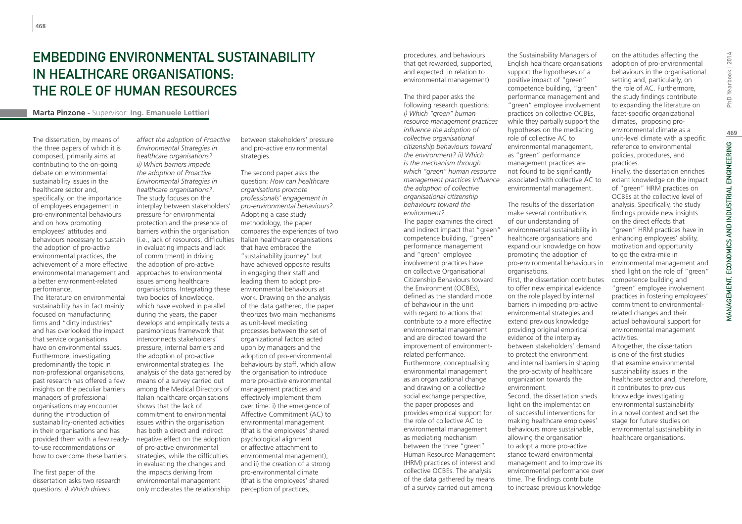# Embedding Environmental Sustainability in Healthcare Organisations: the Role of Human Resources

**Marta Pinzone** - Supervisor: **Ing. Emanuele Lettieri**

The dissertation, by means of the three papers of which it is composed, primarily aims at contributing to the on-going debate on environmental sustainability issues in the healthcare sector and, specifically, on the importance of employees engagement in pro-environmental behaviours and on how promoting employees' attitudes and behaviours necessary to sustain the adoption of pro-active environmental practices, the achievement of a more effective environmental management and a better environment-related performance.

The literature on environmental sustainability has in fact mainly focused on manufacturing firms and "dirty industries" and has overlooked the impact that service organisations have on environmental issues. Furthermore, investigating predominantly the topic in non-professional organisations, past research has offered a few insights on the peculiar barriers managers of professional organisations may encounter during the introduction of sustainability-oriented activities in their organisations and has provided them with a few ready-to-use recommendations on how to overcome these barriers.

The first paper of the dissertation asks two research questions: *i) Which drivers affect the adoption of Proactive Environmental Strategies in healthcare organisations? ii) Which barriers impede the adoption of Proactive Environmental Strategies in healthcare organisations?*. The study focuses on the interplay between stakeholders' pressure for environmental protection and the presence of barriers within the organisation (i.e., lack of resources, difficulties in evaluating impacts and lack of commitment) in driving the adoption of pro-active approaches to environmental issues among healthcare organisations. Integrating these two bodies of knowledge, which have evolved in parallel during the years, the paper develops and empirically tests a parsimonious framework that interconnects stakeholders' pressure, internal barriers and the adoption of pro-active environmental strategies. The analysis of the data gathered by means of a survey carried out among the Medical Directors of Italian healthcare organisations shows that the lack of commitment to environmental issues within the organisation has both a direct and indirect negative effect on the adoption of pro-active environmental strategies, while the difficulties in evaluating the changes and the impacts deriving from environmental management only moderates the relationship between stakeholders' pressure and pro-active environmental strategies.

The second paper asks the question: *How can healthcare organisations promote professionals' engagement in pro-environmental behaviours?*. Adopting a case study methodology, the paper compares the experiences of two Italian healthcare organisations that have embraced the "sustainability journey" but have achieved opposite results in engaging their staff and leading them to adopt pro-environmental behaviours at work. Drawing on the analysis of the data gathered, the paper theorizes two main mechanisms as unit-level mediating processes between the set of organizational factors acted upon by managers and the adoption of pro-environmental behaviours by staff, which allow the organisation to introduce more pro-active environmental management practices and effectively implement them over time: i) the emergence of Affective Commitment (AC) to environmental management (that is the employees' shared psychological alignment or affective attachment to environmental management); and ii) the creation of a strong pro-environmental climate (that is the employees' shared perception of practices, procedures, and behaviours that get rewarded, supported, and expected in relation to environmental management).

The third paper asks the following research questions: *i) Which "green" human resource management practices influence the adoption of collective organisational citizenship behaviours toward the environment? ii) Which is the mechanism through which "green" human resource management practices influence the adoption of collective organisational citizenship behaviours toward the environment?*.

The paper examines the direct and indirect impact that "green" competence building, "green" performance management and "green" employee involvement practices have on collective Organisational Citizenship Behaviours toward the Environment (OCBEs), defined as the standard mode of behaviour in the unit with regard to actions that contribute to a more effective environmental management and are directed toward the improvement of environment-related performance. Furthermore, conceptualising environmental management as an organizational change and drawing on a collective social exchange perspective, the paper proposes and provides empirical support for the role of collective AC to environmental management as mediating mechanism between the three "green" Human Resource Management (HRM) practices of interest and collective OCBEs. The analysis of the data gathered by means of a survey carried out among the Sustainability Managers of English healthcare organisations support the hypotheses of a positive impact of "green" competence building, "green" performance management and "green" employee involvement practices on collective OCBEs, while they partially support the hypotheses on the mediating role of collective AC to environmental management, as "green" performance management practices are not found to be significantly associated with collective AC to environmental management.

The results of the dissertation make several contributions of our understanding of environmental sustainability in healthcare organisations and expand our knowledge on how promoting the adoption of pro-environmental behaviours in organisations.

First, the dissertation contributes to offer new empirical evidence on the role played by internal barriers in impeding pro-active environmental strategies and extend previous knowledge providing original empirical evidence of the interplay between stakeholders' demand to protect the environment and internal barriers in shaping the pro-activity of healthcare organization towards the environment.

Second, the dissertation sheds light on the implementation of successful interventions for making healthcare employees' behaviours more sustainable, allowing the organisation to adopt a more pro-active stance toward environmental management and to improve its environmental performance over time. The findings contribute to increase previous knowledge on the attitudes affecting the adoption of pro-environmental behaviours in the organisational setting and, particularly, on the role of AC. Furthermore, the study findings contribute to expanding the literature on facet-specific organizational climates, proposing pro-environmental climate as a unit-level climate with a specific reference to environmental policies, procedures, and practices.

Finally, the dissertation enriches extant knowledge on the impact of "green" HRM practices on OCBEs at the collective level of analysis. Specifically, the study findings provide new insights on the direct effects that "green" HRM practices have in enhancing employees' ability, motivation and opportunity to go the extra-mile in environmental management and shed light on the role of "green" competence building and "green" employee involvement practices in fostering employees' commitment to environmental-related changes and their actual behavioural support for environmental management activities.

Altogether, the dissertation is one of the first studies that examine environmental sustainability issues in the healthcare sector and, therefore, it contributes to previous knowledge investigating environmental sustainability in a novel context and set the stage for future studies on environmental sustainability in healthcare organisations.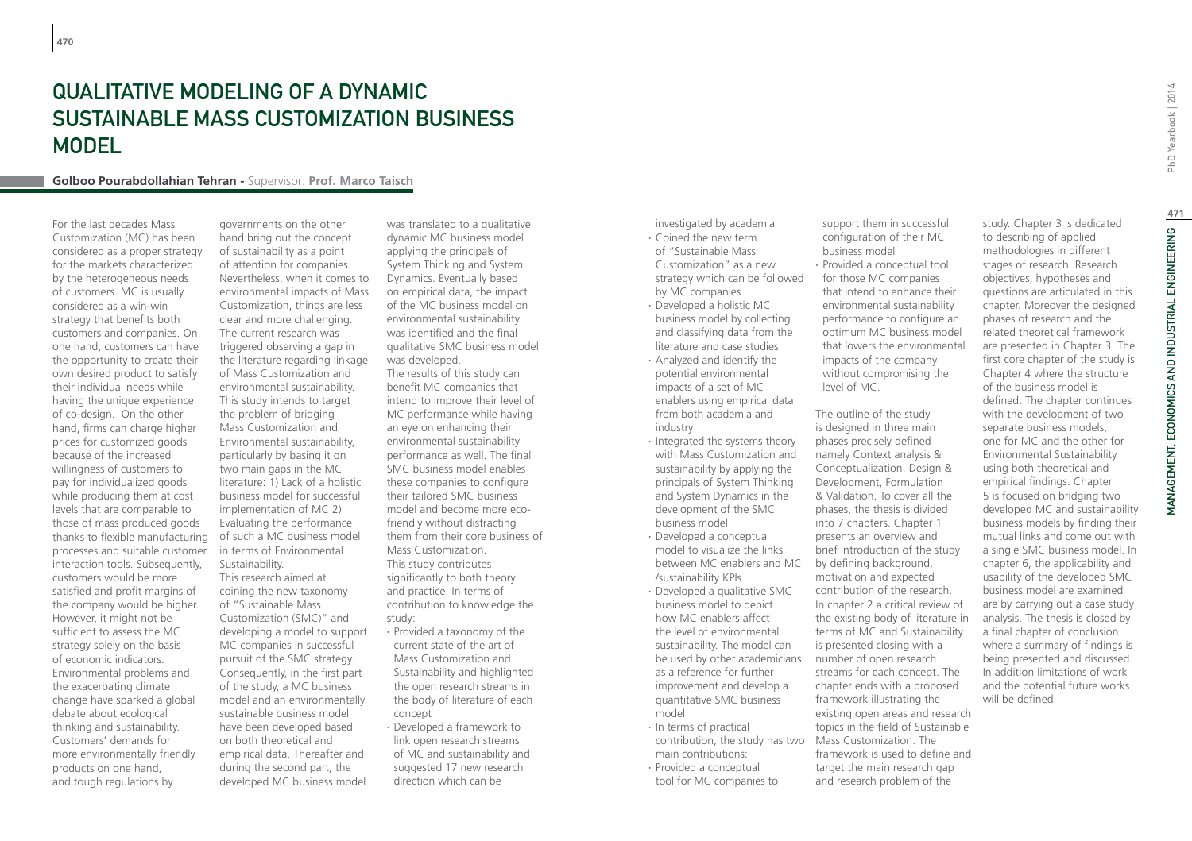# QUALITATIVE MODELING OF A DYNAMIC SUSTAINABLE MASS CUSTOMIZATION BUSINESS MODEL

**Golboo Pourabdollahian Tehran -** Supervisor: **Prof. Marco Taisch**

For the last decades Mass Customization (MC) has been considered as a proper strategy for the markets characterized by the heterogeneous needs of customers. MC is usually considered as a win-win strategy that benefits both customers and companies. On one hand, customers can have the opportunity to create their own desired product to satisfy their individual needs while having the unique experience of co-design. On the other hand, firms can charge higher prices for customized goods because of the increased willingness of customers to pay for individualized goods while producing them at cost levels that are comparable to those of mass produced goods thanks to flexible manufacturing processes and suitable customer interaction tools. Subsequently, customers would be more satisfied and profit margins of the company would be higher. However, it might not be sufficient to assess the MC strategy solely on the basis of economic indicators. Environmental problems and the exacerbating climate change have sparked a global debate about ecological thinking and sustainability. Customers' demands for more environmentally friendly products on one hand, and tough regulations by governments on the other hand bring out the concept of sustainability as a point of attention for companies. Nevertheless, when it comes to environmental impacts of Mass Customization, things are less clear and more challenging. The current research was triggered observing a gap in the literature regarding linkage of Mass Customization and environmental sustainability. This study intends to target the problem of bridging Mass Customization and Environmental sustainability, particularly by basing it on two main gaps in the MC literature: 1) Lack of a holistic business model for successful implementation of MC 2) Evaluating the performance of such a MC business model in terms of Environmental Sustainability.

This research aimed at coining the new taxonomy of "Sustainable Mass Customization (SMC)" and developing a model to support MC companies in successful pursuit of the SMC strategy. Consequently, in the first part of the study, a MC business model and an environmentally sustainable business model have been developed based on both theoretical and empirical data. Thereafter and during the second part, the developed MC business model was translated to a qualitative dynamic MC business model applying the principals of System Thinking and System Dynamics. Eventually based on empirical data, the impact of the MC business model on environmental sustainability was identified and the final qualitative SMC business model was developed.

The results of this study can benefit MC companies that intend to improve their level of MC performance while having an eye on enhancing their environmental sustainability performance as well. The final SMC business model enables these companies to configure their tailored SMC business model and become more eco-friendly without distracting them from their core business of Mass Customization.

This study contributes significantly to both theory and practice. In terms of contribution to knowledge the study:

- Provided a taxonomy of the current state of the art of Mass Customization and Sustainability and highlighted the open research streams in the body of literature of each concept
- Developed a framework to link open research streams of MC and sustainability and suggested 17 new research direction which can be investigated by academia
- Coined the new term of "Sustainable Mass Customization" as a new strategy which can be followed by MC companies
- Developed a holistic MC business model by collecting and classifying data from the literature and case studies
- Analyzed and identify the potential environmental impacts of a set of MC enablers using empirical data from both academia and industry
- Integrated the systems theory with Mass Customization and sustainability by applying the principals of System Thinking and System Dynamics in the development of the SMC business model
- Developed a conceptual model to visualize the links between MC enablers and MC /sustainability KPIs
- Developed a qualitative SMC business model to depict how MC enablers affect the level of environmental sustainability. The model can be used by other academicians as a reference for further improvement and develop a quantitative SMC business model
- In terms of practical contribution, the study has two main contributions:
- Provided a conceptual tool for MC companies to support them in successful configuration of their MC business model
- Provided a conceptual tool for those MC companies that intend to enhance their environmental sustainability performance to configure an optimum MC business model that lowers the environmental impacts of the company without compromising the level of MC.

The outline of the study is designed in three main phases precisely defined namely Context analysis & Conceptualization, Design & Development, Formulation & Validation. To cover all the phases, the thesis is divided into 7 chapters. Chapter 1 presents an overview and brief introduction of the study by defining background, motivation and expected contribution of the research. In chapter 2 a critical review of the existing body of literature in terms of MC and Sustainability is presented closing with a number of open research streams for each concept. The chapter ends with a proposed framework illustrating the existing open areas and research topics in the field of Sustainable Mass Customization. The framework is used to define and target the main research gap and research problem of the study. Chapter 3 is dedicated to describing of applied methodologies in different stages of research. Research objectives, hypotheses and questions are articulated in this chapter. Moreover the designed phases of research and the related theoretical framework are presented in Chapter 3. The first core chapter of the study is Chapter 4 where the structure of the business model is defined. The chapter continues with the development of two separate business models, one for MC and the other for Environmental Sustainability using both theoretical and empirical findings. Chapter 5 is focused on bridging two developed MC and sustainability business models by finding their mutual links and come out with a single SMC business model. In chapter 6, the applicability and usability of the developed SMC business model are examined are by carrying out a case study analysis. The thesis is closed by a final chapter of conclusion where a summary of findings is being presented and discussed. In addition limitations of work and the potential future works will be defined.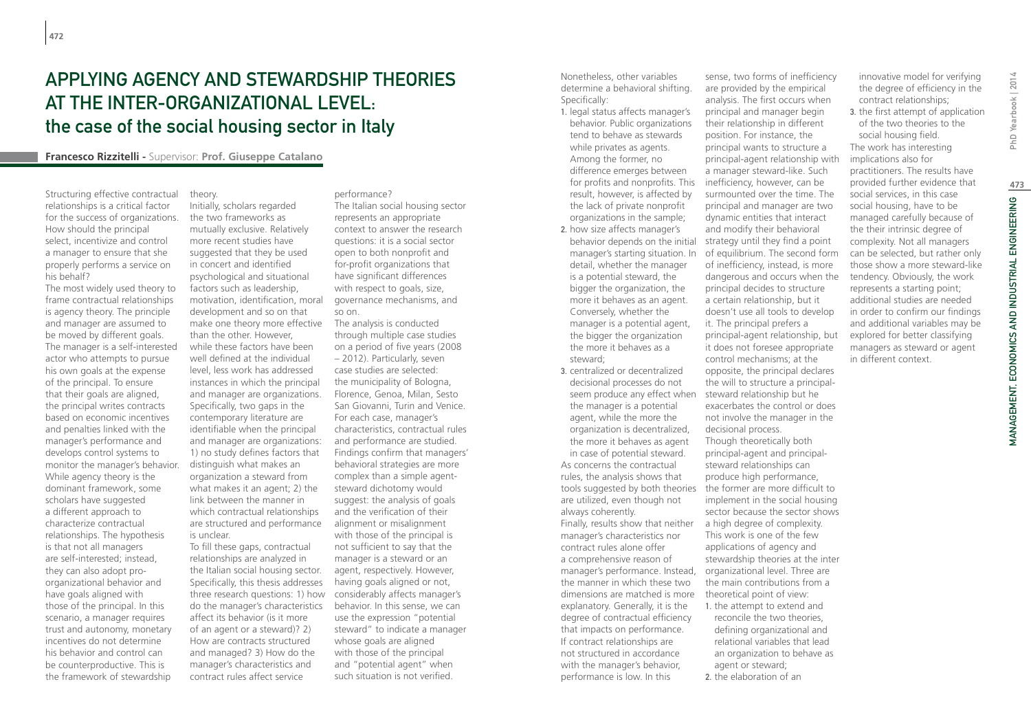# APPLYING AGENCY AND STEWARDSHIP THEORIES AT THE INTER-ORGANIZATIONAL LEVEL: the case of the social housing sector in Italy

**Francesco Rizzitelli -** Supervisor: **Prof. Giuseppe Catalano**

Structuring effective contractual relationships is a critical factor for the success of organizations. How should the principal select, incentivize and control a manager to ensure that she properly performs a service on his behalf?

The most widely used theory to frame contractual relationships is agency theory. The principle and manager are assumed to be moved by different goals. The manager is a self-interested actor who attempts to pursue his own goals at the expense of the principal. To ensure that their goals are aligned, the principal writes contracts based on economic incentives and penalties linked with the manager's performance and develops control systems to monitor the manager's behavior. While agency theory is the dominant framework, some scholars have suggested a different approach to characterize contractual relationships. The hypothesis is that not all managers are self-interested; instead, they can also adopt pro-organizational behavior and have goals aligned with those of the principal. In this scenario, a manager requires trust and autonomy, monetary incentives do not determine his behavior and control can be counterproductive. This is the framework of stewardship theory.

Initially, scholars regarded the two frameworks as mutually exclusive. Relatively more recent studies have suggested that they be used in concert and identified psychological and situational factors such as leadership, motivation, identification, moral development and so on that make one theory more effective than the other. However, while these factors have been well defined at the individual level, less work has addressed instances in which the principal and manager are organizations. Specifically, two gaps in the contemporary literature are identifiable when the principal and manager are organizations: 1) no study defines factors that distinguish what makes an organization a steward from what makes it an agent; 2) the link between the manner in which contractual relationships are structured and performance is unclear.

To fill these gaps, contractual relationships are analyzed in the Italian social housing sector. Specifically, this thesis addresses three research questions: 1) how do the manager's characteristics affect its behavior (is it more of an agent or a steward)? 2) How are contracts structured and managed? 3) How do the manager's characteristics and contract rules affect service performance?

The Italian social housing sector represents an appropriate context to answer the research questions: it is a social sector open to both nonprofit and for-profit organizations that have significant differences with respect to goals, size, governance mechanisms, and so on.

The analysis is conducted through multiple case studies on a period of five years (2008 – 2012). Particularly, seven case studies are selected: the municipality of Bologna, Florence, Genoa, Milan, Sesto San Giovanni, Turin and Venice. For each case, manager's characteristics, contractual rules and performance are studied. Findings confirm that managers' behavioral strategies are more complex than a simple agent-steward dichotomy would suggest: the analysis of goals and the verification of their alignment or misalignment with those of the principal is not sufficient to say that the manager is a steward or an agent, respectively. However, having goals aligned or not, considerably affects manager's behavior. In this sense, we can use the expression "potential steward" to indicate a manager whose goals are aligned with those of the principal and "potential agent" when such situation is not verified.

Nonetheless, other variables determine a behavioral shifting. Specifically:

1. legal status affects manager's behavior. Public organizations tend to behave as stewards while privates as agents. Among the former, no difference emerges between for profits and nonprofits. This result, however, is affected by the lack of private nonprofit organizations in the sample;
2. how size affects manager's behavior depends on the initial manager's starting situation. In detail, whether the manager is a potential steward, the bigger the organization, the more it behaves as an agent. Conversely, whether the manager is a potential agent, the bigger the organization the more it behaves as a steward;
3. centralized or decentralized decisional processes do not seem produce any effect when the manager is a potential agent, while the more the organization is decentralized, the more it behaves as agent in case of potential steward.

As concerns the contractual rules, the analysis shows that tools suggested by both theories are utilized, even though not always coherently.

Finally, results show that neither manager's characteristics nor contract rules alone offer a comprehensive reason of manager's performance. Instead, the manner in which these two dimensions are matched is more explanatory. Generally, it is the degree of contractual efficiency that impacts on performance. If contract relationships are not structured in accordance with the manager's behavior, performance is low. In this sense, two forms of inefficiency are provided by the empirical analysis. The first occurs when principal and manager begin their relationship in different position. For instance, the principal wants to structure a principal-agent relationship with a manager steward-like. Such inefficiency, however, can be surmounted over the time. The principal and manager are two dynamic entities that interact and modify their behavioral strategy until they find a point of equilibrium. The second form of inefficiency, instead, is more dangerous and occurs when the principal decides to structure a certain relationship, but it doesn't use all tools to develop it. The principal prefers a principal-agent relationship, but it does not foresee appropriate control mechanisms; at the opposite, the principal declares the will to structure a principal-steward relationship but he exacerbates the control or does not involve the manager in the decisional process.

Though theoretically both principal-agent and principal-steward relationships can produce high performance, the former are more difficult to implement in the social housing sector because the sector shows a high degree of complexity.

This work is one of the few applications of agency and stewardship theories at the inter organizational level. Three are the main contributions from a theoretical point of view:

1. the attempt to extend and reconcile the two theories, defining organizational and relational variables that lead an organization to behave as agent or steward;
2. the elaboration of an innovative model for verifying the degree of efficiency in the contract relationships;
3. the first attempt of application of the two theories to the social housing field.

The work has interesting implications also for practitioners. The results have provided further evidence that social services, in this case social housing, have to be managed carefully because of the their intrinsic degree of complexity. Not all managers can be selected, but rather only those show a more steward-like tendency. Obviously, the work represents a starting point; additional studies are needed in order to confirm our findings and additional variables may be explored for better classifying managers as steward or agent in different context.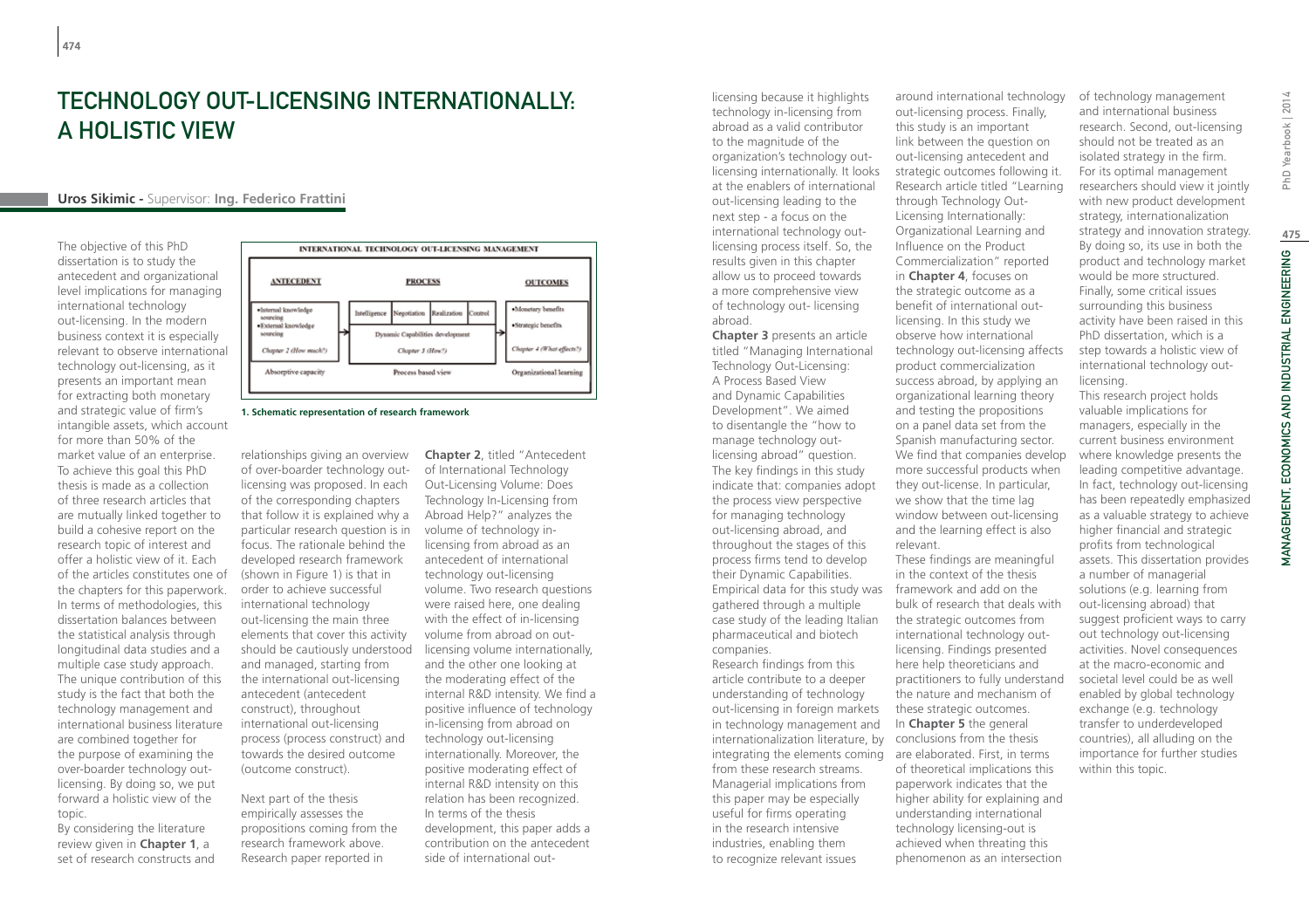# TECHNOLOGY OUT-LICENSING INTERNATIONALLY: A HOLISTIC VIEW

**Uros Sikimic** - Supervisor: **Ing. Federico Frattini**

The objective of this PhD dissertation is to study the antecedent and organizational level implications for managing international technology out-licensing. In the modern business context it is especially relevant to observe international technology out-licensing, as it presents an important mean for extracting both monetary and strategic value of firm's intangible assets, which account for more than 50% of the market value of an enterprise. To achieve this goal this PhD thesis is made as a collection of three research articles that are mutually linked together to build a cohesive report on the research topic of interest and offer a holistic view of it. Each of the articles constitutes one of the chapters for this paperwork. In terms of methodologies, this dissertation balances between the statistical analysis through longitudinal data studies and a multiple case study approach. The unique contribution of this study is the fact that both the technology management and international business literature are combined together for the purpose of examining the over-boarder technology out-licensing. By doing so, we put forward a holistic view of the topic.

By considering the literature review given in **Chapter 1**, a set of research constructs and relationships giving an overview of over-boarder technology out-licensing was proposed. In each of the corresponding chapters that follow it is explained why a particular research question is in focus. The rationale behind the developed research framework (shown in Figure 1) is that in order to achieve successful international technology out-licensing the main three elements that cover this activity should be cautiously understood and managed, starting from the international out-licensing antecedent (antecedent construct), throughout international out-licensing process (process construct) and towards the desired outcome (outcome construct).

| INTERNATIONAL TECHNOLOGY OUT-LICENSING MANAGEMENT | | | | | |
|---|---|---|---|---|---|
| **ANTECEDENT** | **PROCESS** | | | | **OUTCOMES** |
| •Internal knowledge sourcing<br>•External knowledge sourcing | Intelligence | Negotiation | Realization | Control | •Monetary benefits<br>•Strategic benefits |
| | Dynamic Capabilities development | | | | |
| *Chapter 2 (How much?)* | *Chapter 3 (How?)* | | | | *Chapter 4 (What effects?)* |
| Absorptive capacity | Process based view | | | | Organizational learning |

**1. Schematic representation of research framework**

Next part of the thesis empirically assesses the propositions coming from the research framework above. Research paper reported in **Chapter 2**, titled "Antecedent of International Technology Out-Licensing Volume: Does Technology In-Licensing from Abroad Help?" analyzes the volume of technology in-licensing from abroad as an antecedent of international technology out-licensing volume. Two research questions were raised here, one dealing with the effect of in-licensing volume from abroad on out-licensing volume internationally, and the other one looking at the moderating effect of the internal R&D intensity. We find a positive influence of technology in-licensing from abroad on technology out-licensing internationally. Moreover, the positive moderating effect of internal R&D intensity on this relation has been recognized. In terms of the thesis development, this paper adds a contribution on the antecedent side of international out-licensing because it highlights technology in-licensing from abroad as a valid contributor to the magnitude of the organization's technology out-licensing internationally. It looks at the enablers of international out-licensing leading to the next step - a focus on the international technology out-licensing process itself. So, the results given in this chapter allow us to proceed towards a more comprehensive view of technology out- licensing abroad.

**Chapter 3** presents an article titled "Managing International Technology Out-Licensing: A Process Based View and Dynamic Capabilities Development". We aimed to disentangle the "how to manage technology out-licensing abroad" question. The key findings in this study indicate that: companies adopt the process view perspective for managing technology out-licensing abroad, and throughout the stages of this process firms tend to develop their Dynamic Capabilities. Empirical data for this study was gathered through a multiple case study of the leading Italian pharmaceutical and biotech companies.

Research findings from this article contribute to a deeper understanding of technology out-licensing in foreign markets in technology management and internationalization literature, by integrating the elements coming from these research streams. Managerial implications from this paper may be especially useful for firms operating in the research intensive industries, enabling them to recognize relevant issues around international technology out-licensing process. Finally, this study is an important link between the question on out-licensing antecedent and strategic outcomes following it. Research article titled "Learning through Technology Out-Licensing Internationally: Organizational Learning and Influence on the Product Commercialization" reported in **Chapter 4**, focuses on the strategic outcome as a benefit of international out-licensing. In this study we observe how international technology out-licensing affects product commercialization success abroad, by applying an organizational learning theory and testing the propositions on a panel data set from the Spanish manufacturing sector. We find that companies develop more successful products when they out-license. In particular, we show that the time lag window between out-licensing and the learning effect is also relevant.

These findings are meaningful in the context of the thesis framework and add on the bulk of research that deals with the strategic outcomes from international technology out-licensing. Findings presented here help theoreticians and practitioners to fully understand the nature and mechanism of these strategic outcomes.

In **Chapter 5** the general conclusions from the thesis are elaborated. First, in terms of theoretical implications this paperwork indicates that the higher ability for explaining and understanding international technology licensing-out is achieved when threating this phenomenon as an intersection of technology management and international business research. Second, out-licensing should not be treated as an isolated strategy in the firm. For its optimal management researchers should view it jointly with new product development strategy, internationalization strategy and innovation strategy. By doing so, its use in both the product and technology market would be more structured. Finally, some critical issues surrounding this business activity have been raised in this PhD dissertation, which is a step towards a holistic view of international technology out-licensing.

This research project holds valuable implications for managers, especially in the current business environment where knowledge presents the leading competitive advantage. In fact, technology out-licensing has been repeatedly emphasized as a valuable strategy to achieve higher financial and strategic profits from technological assets. This dissertation provides a number of managerial solutions (e.g. learning from out-licensing abroad) that suggest proficient ways to carry out technology out-licensing activities. Novel consequences at the macro-economic and societal level could be as well enabled by global technology exchange (e.g. technology transfer to underdeveloped countries), all alluding on the importance for further studies within this topic.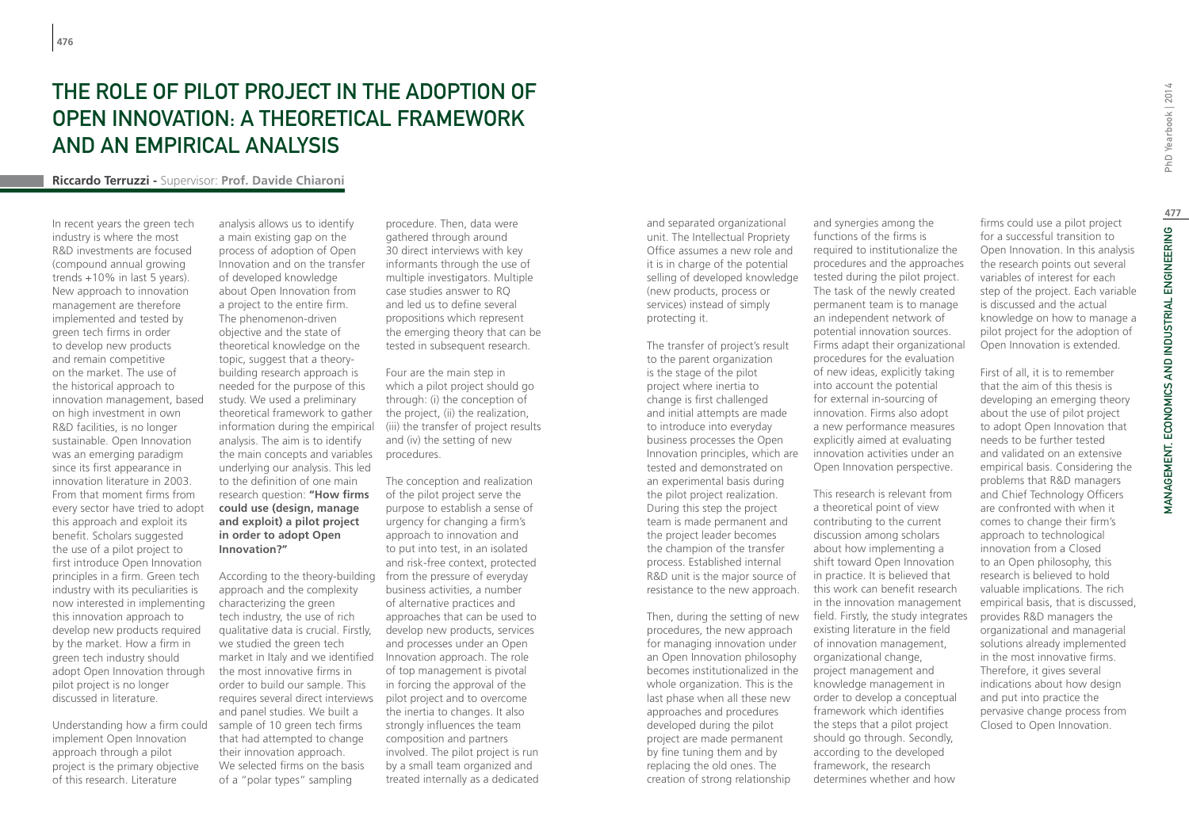# The Role of Pilot Project in the Adoption of Open Innovation: A Theoretical Framework and an Empirical Analysis

**Riccardo Terruzzi** - Supervisor: **Prof. Davide Chiaroni**

In recent years the green tech industry is where the most R&D investments are focused (compound annual growing trends +10% in last 5 years). New approach to innovation management are therefore implemented and tested by green tech firms in order to develop new products and remain competitive on the market. The use of the historical approach to innovation management, based on high investment in own R&D facilities, is no longer sustainable. Open Innovation was an emerging paradigm since its first appearance in innovation literature in 2003. From that moment firms from every sector have tried to adopt this approach and exploit its benefit. Scholars suggested the use of a pilot project to first introduce Open Innovation principles in a firm. Green tech industry with its peculiarities is now interested in implementing this innovation approach to develop new products required by the market. How a firm in green tech industry should adopt Open Innovation through pilot project is no longer discussed in literature.

Understanding how a firm could implement Open Innovation approach through a pilot project is the primary objective of this research. Literature analysis allows us to identify a main existing gap on the process of adoption of Open Innovation and on the transfer of developed knowledge about Open Innovation from a project to the entire firm. The phenomenon-driven objective and the state of theoretical knowledge on the topic, suggest that a theory-building research approach is needed for the purpose of this study. We used a preliminary theoretical framework to gather information during the empirical analysis. The aim is to identify the main concepts and variables underlying our analysis. This led to the definition of one main research question: **"How firms could use (design, manage and exploit) a pilot project in order to adopt Open Innovation?"**

According to the theory-building approach and the complexity characterizing the green tech industry, the use of rich qualitative data is crucial. Firstly, we studied the green tech market in Italy and we identified the most innovative firms in order to build our sample. This requires several direct interviews and panel studies. We built a sample of 10 green tech firms that had attempted to change their innovation approach. We selected firms on the basis of a "polar types" sampling procedure. Then, data were gathered through around 30 direct interviews with key informants through the use of multiple investigators. Multiple case studies answer to RQ and led us to define several propositions which represent the emerging theory that can be tested in subsequent research.

Four are the main step in which a pilot project should go through: (i) the conception of the project, (ii) the realization, (iii) the transfer of project results and (iv) the setting of new procedures.

The conception and realization of the pilot project serve the purpose to establish a sense of urgency for changing a firm's approach to innovation and to put into test, in an isolated and risk-free context, protected from the pressure of everyday business activities, a number of alternative practices and approaches that can be used to develop new products, services and processes under an Open Innovation approach. The role of top management is pivotal in forcing the approval of the pilot project and to overcome the inertia to changes. It also strongly influences the team composition and partners involved. The pilot project is run by a small team organized and treated internally as a dedicated and separated organizational unit. The Intellectual Propriety Office assumes a new role and it is in charge of the potential selling of developed knowledge (new products, process or services) instead of simply protecting it.

The transfer of project's result to the parent organization is the stage of the pilot project where inertia to change is first challenged and initial attempts are made to introduce into everyday business processes the Open Innovation principles, which are tested and demonstrated on an experimental basis during the pilot project realization. During this step the project team is made permanent and the project leader becomes the champion of the transfer process. Established internal R&D unit is the major source of resistance to the new approach.

Then, during the setting of new procedures, the new approach for managing innovation under an Open Innovation philosophy becomes institutionalized in the whole organization. This is the last phase when all these new approaches and procedures developed during the pilot project are made permanent by fine tuning them and by replacing the old ones. The creation of strong relationship and synergies among the functions of the firms is required to institutionalize the procedures and the approaches tested during the pilot project. The task of the newly created permanent team is to manage an independent network of potential innovation sources. Firms adapt their organizational procedures for the evaluation of new ideas, explicitly taking into account the potential for external in-sourcing of innovation. Firms also adopt a new performance measures explicitly aimed at evaluating innovation activities under an Open Innovation perspective.

This research is relevant from a theoretical point of view contributing to the current discussion among scholars about how implementing a shift toward Open Innovation in practice. It is believed that this work can benefit research in the innovation management field. Firstly, the study integrates existing literature in the field of innovation management, organizational change, project management and knowledge management in order to develop a conceptual framework which identifies the steps that a pilot project should go through. Secondly, according to the developed framework, the research determines whether and how firms could use a pilot project for a successful transition to Open Innovation. In this analysis the research points out several variables of interest for each step of the project. Each variable is discussed and the actual knowledge on how to manage a pilot project for the adoption of Open Innovation is extended.

First of all, it is to remember that the aim of this thesis is developing an emerging theory about the use of pilot project to adopt Open Innovation that needs to be further tested and validated on an extensive empirical basis. Considering the problems that R&D managers and Chief Technology Officers are confronted with when it comes to change their firm's approach to technological innovation from a Closed to an Open philosophy, this research is believed to hold valuable implications. The rich empirical basis, that is discussed, provides R&D managers the organizational and managerial solutions already implemented in the most innovative firms. Therefore, it gives several indications about how design and put into practice the pervasive change process from Closed to Open Innovation.